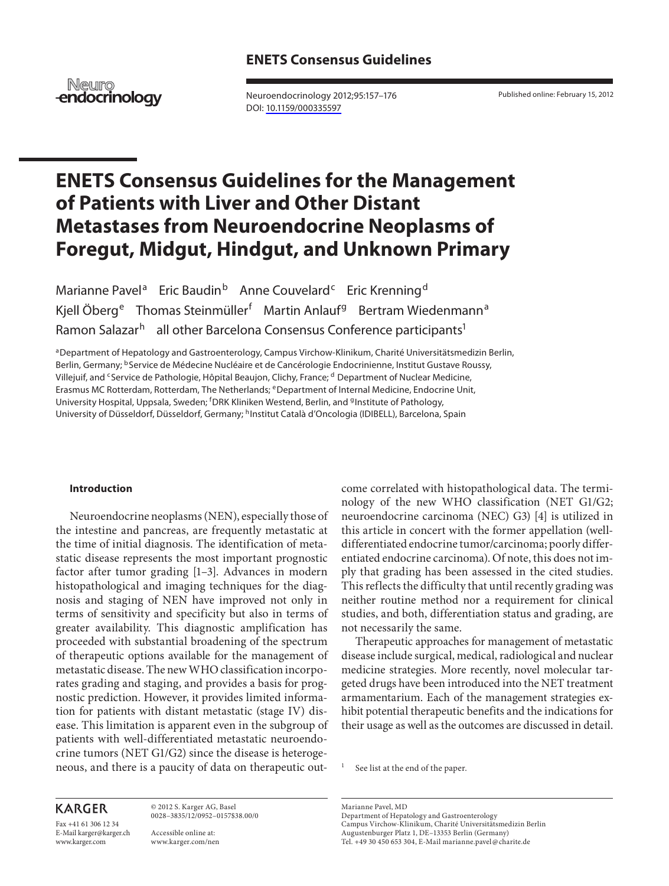# ENETS Consensus Guidelines for the Management of Patients with Liver and Other Distant Metastases from Neuroendocrine Neoplasms of Foregut, Midgut, Hindgut, and Unknown Primary

Marianne Pavel[a] Eric Baudin[b] Anne Couvelard[c] Eric Krenning[d] Kjell Öberg[e] Thomas Steinmüller[f] Martin Anlauf[g] Bertram Wiedenmann[a] Ramon Salazar[h] all other Barcelona Consensus Conference participants[1]

[a]Department of Hepatology and Gastroenterology, Campus Virchow-Klinikum, Charité Universitätsmedizin Berlin, Berlin, Germany; [b]Service de Médecine Nucléaire et de Cancérologie Endocrinienne, Institut Gustave Roussy, Villejuif, and [c]Service de Pathologie, Hôpital Beaujon, Clichy, France; [d] Department of Nuclear Medicine, Erasmus MC Rotterdam, Rotterdam, The Netherlands; [e]Department of Internal Medicine, Endocrine Unit, University Hospital, Uppsala, Sweden; [f]DRK Kliniken Westend, Berlin, and [g]Institute of Pathology, University of Düsseldorf, Düsseldorf, Germany; [h]Institut Català d'Oncologia (IDIBELL), Barcelona, Spain

## Introduction

Neuroendocrine neoplasms (NEN), especially those of the intestine and pancreas, are frequently metastatic at the time of initial diagnosis. The identification of metastatic disease represents the most important prognostic factor after tumor grading [1–3]. Advances in modern histopathological and imaging techniques for the diagnosis and staging of NEN have improved not only in terms of sensitivity and specificity but also in terms of greater availability. This diagnostic amplification has proceeded with substantial broadening of the spectrum of therapeutic options available for the management of metastatic disease. The new WHO classification incorporates grading and staging, and provides a basis for prognostic prediction. However, it provides limited information for patients with distant metastatic (stage IV) disease. This limitation is apparent even in the subgroup of patients with well-differentiated metastatic neuroendocrine tumors (NET G1/G2) since the disease is heterogeneous, and there is a paucity of data on therapeutic outcome correlated with histopathological data. The terminology of the new WHO classification (NET G1/G2; neuroendocrine carcinoma (NEC) G3) [4] is utilized in this article in concert with the former appellation (well-differentiated endocrine tumor/carcinoma; poorly differentiated endocrine carcinoma). Of note, this does not imply that grading has been assessed in the cited studies. This reflects the difficulty that until recently grading was neither routine method nor a requirement for clinical studies, and both, differentiation status and grading, are not necessarily the same.

Therapeutic approaches for management of metastatic disease include surgical, medical, radiological and nuclear medicine strategies. More recently, novel molecular targeted drugs have been introduced into the NET treatment armamentarium. Each of the management strategies exhibit potential therapeutic benefits and the indications for their usage as well as the outcomes are discussed in detail.

[1] See list at the end of the paper.

Marianne Pavel, MD
Department of Hepatology and Gastroenterology
Campus Virchow-Klinikum, Charité Universitätsmedizin Berlin
Augustenburger Platz 1, DE–13353 Berlin (Germany)
Tel. +49 30 450 653 304, E-Mail marianne.pavel@charite.de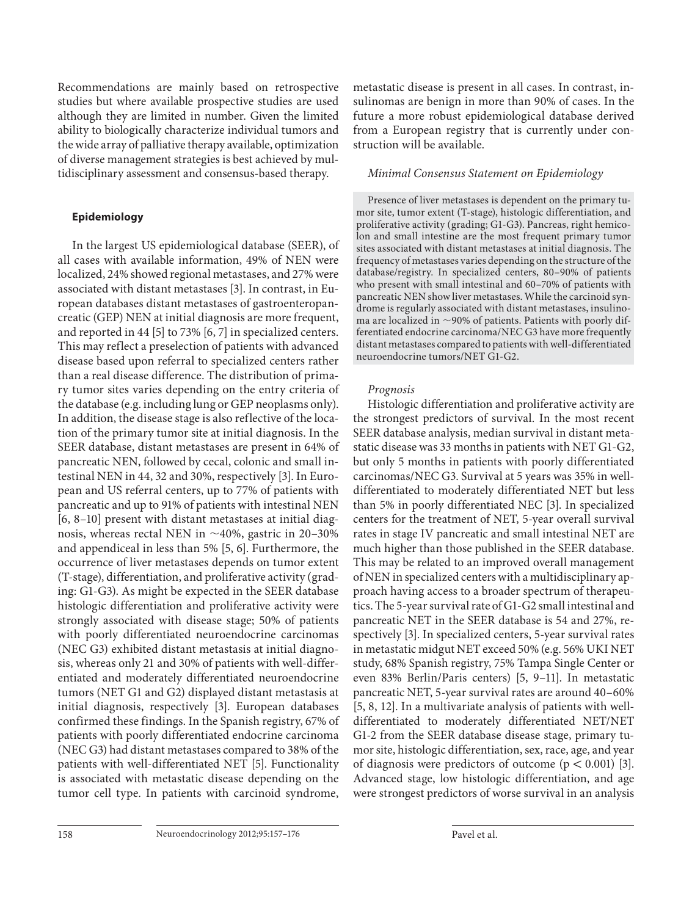Recommendations are mainly based on retrospective studies but where available prospective studies are used although they are limited in number. Given the limited ability to biologically characterize individual tumors and the wide array of palliative therapy available, optimization of diverse management strategies is best achieved by multidisciplinary assessment and consensus-based therapy.

## Epidemiology

In the largest US epidemiological database (SEER), of all cases with available information, 49% of NEN were localized, 24% showed regional metastases, and 27% were associated with distant metastases [3]. In contrast, in European databases distant metastases of gastroenteropancreatic (GEP) NEN at initial diagnosis are more frequent, and reported in 44 [5] to 73% [6, 7] in specialized centers. This may reflect a preselection of patients with advanced disease based upon referral to specialized centers rather than a real disease difference. The distribution of primary tumor sites varies depending on the entry criteria of the database (e.g. including lung or GEP neoplasms only). In addition, the disease stage is also reflective of the location of the primary tumor site at initial diagnosis. In the SEER database, distant metastases are present in 64% of pancreatic NEN, followed by cecal, colonic and small intestinal NEN in 44, 32 and 30%, respectively [3]. In European and US referral centers, up to 77% of patients with pancreatic and up to 91% of patients with intestinal NEN [6, 8–10] present with distant metastases at initial diagnosis, whereas rectal NEN in ~40%, gastric in 20–30% and appendiceal in less than 5% [5, 6]. Furthermore, the occurrence of liver metastases depends on tumor extent (T-stage), differentiation, and proliferative activity (grading: G1-G3). As might be expected in the SEER database histologic differentiation and proliferative activity were strongly associated with disease stage; 50% of patients with poorly differentiated neuroendocrine carcinomas (NEC G3) exhibited distant metastasis at initial diagnosis, whereas only 21 and 30% of patients with well-differentiated and moderately differentiated neuroendocrine tumors (NET G1 and G2) displayed distant metastasis at initial diagnosis, respectively [3]. European databases confirmed these findings. In the Spanish registry, 67% of patients with poorly differentiated endocrine carcinoma (NEC G3) had distant metastases compared to 38% of the patients with well-differentiated NET [5]. Functionality is associated with metastatic disease depending on the tumor cell type. In patients with carcinoid syndrome, metastatic disease is present in all cases. In contrast, insulinomas are benign in more than 90% of cases. In the future a more robust epidemiological database derived from a European registry that is currently under construction will be available.

### *Minimal Consensus Statement on Epidemiology*

Presence of liver metastases is dependent on the primary tumor site, tumor extent (T-stage), histologic differentiation, and proliferative activity (grading; G1-G3). Pancreas, right hemicolon and small intestine are the most frequent primary tumor sites associated with distant metastases at initial diagnosis. The frequency of metastases varies depending on the structure of the database/registry. In specialized centers, 80–90% of patients who present with small intestinal and 60–70% of patients with pancreatic NEN show liver metastases. While the carcinoid syndrome is regularly associated with distant metastases, insulinoma are localized in ~90% of patients. Patients with poorly differentiated endocrine carcinoma/NEC G3 have more frequently distant metastases compared to patients with well-differentiated neuroendocrine tumors/NET G1-G2.

### *Prognosis*

Histologic differentiation and proliferative activity are the strongest predictors of survival. In the most recent SEER database analysis, median survival in distant metastatic disease was 33 months in patients with NET G1-G2, but only 5 months in patients with poorly differentiated carcinomas/NEC G3. Survival at 5 years was 35% in well-differentiated to moderately differentiated NET but less than 5% in poorly differentiated NEC [3]. In specialized centers for the treatment of NET, 5-year overall survival rates in stage IV pancreatic and small intestinal NET are much higher than those published in the SEER database. This may be related to an improved overall management of NEN in specialized centers with a multidisciplinary approach having access to a broader spectrum of therapeutics. The 5-year survival rate of G1-G2 small intestinal and pancreatic NET in the SEER database is 54 and 27%, respectively [3]. In specialized centers, 5-year survival rates in metastatic midgut NET exceed 50% (e.g. 56% UKI NET study, 68% Spanish registry, 75% Tampa Single Center or even 83% Berlin/Paris centers) [5, 9–11]. In metastatic pancreatic NET, 5-year survival rates are around 40–60% [5, 8, 12]. In a multivariate analysis of patients with well-differentiated to moderately differentiated NET/NET G1-2 from the SEER database disease stage, primary tumor site, histologic differentiation, sex, race, age, and year of diagnosis were predictors of outcome ($p < 0.001$) [3]. Advanced stage, low histologic differentiation, and age were strongest predictors of worse survival in an analysis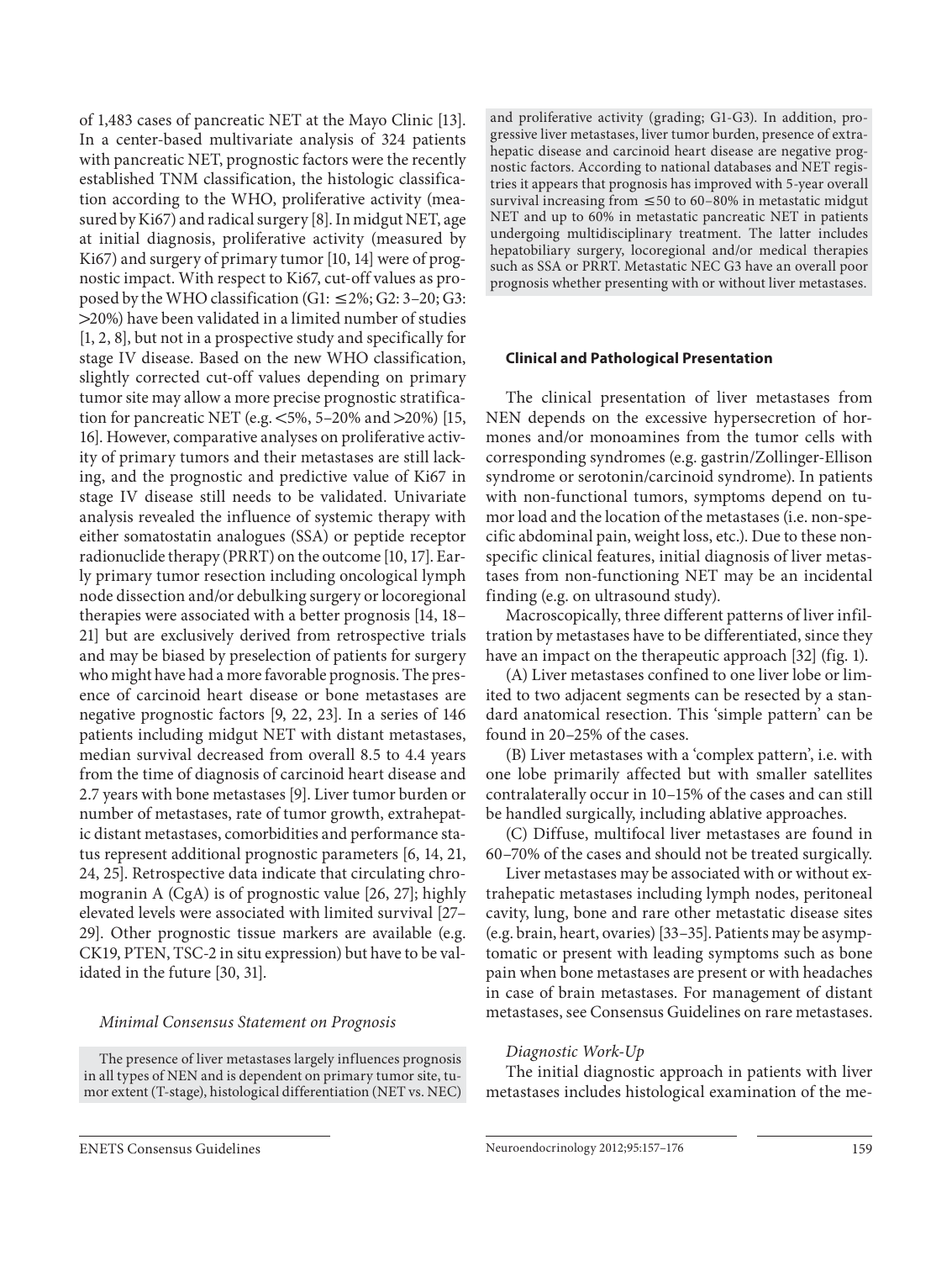of 1,483 cases of pancreatic NET at the Mayo Clinic [13]. In a center-based multivariate analysis of 324 patients with pancreatic NET, prognostic factors were the recently established TNM classification, the histologic classification according to the WHO, proliferative activity (measured by Ki67) and radical surgery [8]. In midgut NET, age at initial diagnosis, proliferative activity (measured by Ki67) and surgery of primary tumor [10, 14] were of prognostic impact. With respect to Ki67, cut-off values as proposed by the WHO classification (G1: ≤2%; G2: 3–20; G3: >20%) have been validated in a limited number of studies [1, 2, 8], but not in a prospective study and specifically for stage IV disease. Based on the new WHO classification, slightly corrected cut-off values depending on primary tumor site may allow a more precise prognostic stratification for pancreatic NET (e.g. <5%, 5–20% and >20%) [15, 16]. However, comparative analyses on proliferative activity of primary tumors and their metastases are still lacking, and the prognostic and predictive value of Ki67 in stage IV disease still needs to be validated. Univariate analysis revealed the influence of systemic therapy with either somatostatin analogues (SSA) or peptide receptor radionuclide therapy (PRRT) on the outcome [10, 17]. Early primary tumor resection including oncological lymph node dissection and/or debulking surgery or locoregional therapies were associated with a better prognosis [14, 18–21] but are exclusively derived from retrospective trials and may be biased by preselection of patients for surgery who might have had a more favorable prognosis. The presence of carcinoid heart disease or bone metastases are negative prognostic factors [9, 22, 23]. In a series of 146 patients including midgut NET with distant metastases, median survival decreased from overall 8.5 to 4.4 years from the time of diagnosis of carcinoid heart disease and 2.7 years with bone metastases [9]. Liver tumor burden or number of metastases, rate of tumor growth, extrahepatic distant metastases, comorbidities and performance status represent additional prognostic parameters [6, 14, 21, 24, 25]. Retrospective data indicate that circulating chromogranin A (CgA) is of prognostic value [26, 27]; highly elevated levels were associated with limited survival [27–29]. Other prognostic tissue markers are available (e.g. CK19, PTEN, TSC-2 in situ expression) but have to be validated in the future [30, 31].

### *Minimal Consensus Statement on Prognosis*

The presence of liver metastases largely influences prognosis in all types of NEN and is dependent on primary tumor site, tumor extent (T-stage), histological differentiation (NET vs. NEC) and proliferative activity (grading; G1-G3). In addition, progressive liver metastases, liver tumor burden, presence of extrahepatic disease and carcinoid heart disease are negative prognostic factors. According to national databases and NET registries it appears that prognosis has improved with 5-year overall survival increasing from ≤50 to 60–80% in metastatic midgut NET and up to 60% in metastatic pancreatic NET in patients undergoing multidisciplinary treatment. The latter includes hepatobiliary surgery, locoregional and/or medical therapies such as SSA or PRRT. Metastatic NEC G3 have an overall poor prognosis whether presenting with or without liver metastases.

## **Clinical and Pathological Presentation**

The clinical presentation of liver metastases from NEN depends on the excessive hypersecretion of hormones and/or monoamines from the tumor cells with corresponding syndromes (e.g. gastrin/Zollinger-Ellison syndrome or serotonin/carcinoid syndrome). In patients with non-functional tumors, symptoms depend on tumor load and the location of the metastases (i.e. non-specific abdominal pain, weight loss, etc.). Due to these non-specific clinical features, initial diagnosis of liver metastases from non-functioning NET may be an incidental finding (e.g. on ultrasound study).

Macroscopically, three different patterns of liver infiltration by metastases have to be differentiated, since they have an impact on the therapeutic approach [32] (fig. 1).

(A) Liver metastases confined to one liver lobe or limited to two adjacent segments can be resected by a standard anatomical resection. This 'simple pattern' can be found in 20–25% of the cases.

(B) Liver metastases with a 'complex pattern', i.e. with one lobe primarily affected but with smaller satellites contralaterally occur in 10–15% of the cases and can still be handled surgically, including ablative approaches.

(C) Diffuse, multifocal liver metastases are found in 60–70% of the cases and should not be treated surgically.

Liver metastases may be associated with or without extrahepatic metastases including lymph nodes, peritoneal cavity, lung, bone and rare other metastatic disease sites (e.g. brain, heart, ovaries) [33–35]. Patients may be asymptomatic or present with leading symptoms such as bone pain when bone metastases are present or with headaches in case of brain metastases. For management of distant metastases, see Consensus Guidelines on rare metastases.

### *Diagnostic Work-Up*

The initial diagnostic approach in patients with liver metastases includes histological examination of the me-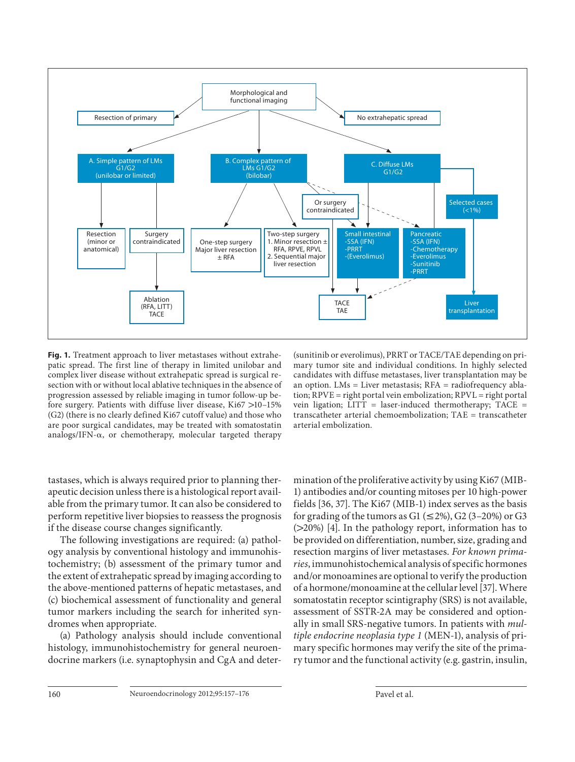Morphological and functional imaging

Resection of primary

No extrahepatic spread

A. Simple pattern of LMs G1/G2 (unilobar or limited)

B. Complex pattern of LMs G1/G2 (bilobar)

C. Diffuse LMs G1/G2

Resection (minor or anatomical)

Surgery contraindicated

Ablation (RFA, LITT) TACE

One-step surgery Major liver resection ± RFA

Two-step surgery
1. Minor resection ± RFA, RPVE, RPVL
2. Sequential major liver resection

Or surgery contraindicated

Small intestinal
- SSA (IFN)
- PRRT
- (Everolimus)

Pancreatic
- SSA (IFN)
- Chemotherapy
- Everolimus
- Sunitinib
- PRRT

Selected cases (<1%)

TACE TAE

Liver transplantation

**Fig. 1.** Treatment approach to liver metastases without extrahepatic spread. The first line of therapy in limited unilobar and complex liver disease without extrahepatic spread is surgical resection with or without local ablative techniques in the absence of progression assessed by reliable imaging in tumor follow-up before surgery. Patients with diffuse liver disease, Ki67 >10–15% (G2) (there is no clearly defined Ki67 cutoff value) and those who are poor surgical candidates, may be treated with somatostatin analogs/IFN-α, or chemotherapy, molecular targeted therapy (sunitinib or everolimus), PRRT or TACE/TAE depending on primary tumor site and individual conditions. In highly selected candidates with diffuse metastases, liver transplantation may be an option. LMs = Liver metastasis; RFA = radiofrequency ablation; RPVE = right portal vein embolization; RPVL = right portal vein ligation; LITT = laser-induced thermotherapy; TACE = transcatheter arterial chemoembolization; TAE = transcatheter arterial embolization.

tastases, which is always required prior to planning therapeutic decision unless there is a histological report available from the primary tumor. It can also be considered to perform repetitive liver biopsies to reassess the prognosis if the disease course changes significantly.

The following investigations are required: (a) pathology analysis by conventional histology and immunohistochemistry; (b) assessment of the primary tumor and the extent of extrahepatic spread by imaging according to the above-mentioned patterns of hepatic metastases, and (c) biochemical assessment of functionality and general tumor markers including the search for inherited syndromes when appropriate.

(a) Pathology analysis should include conventional histology, immunohistochemistry for general neuroendocrine markers (i.e. synaptophysin and CgA and determination of the proliferative activity by using Ki67 (MIB-1) antibodies and/or counting mitoses per 10 high-power fields [36, 37]. The Ki67 (MIB-1) index serves as the basis for grading of the tumors as G1 (≤2%), G2 (3–20%) or G3 (>20%) [4]. In the pathology report, information has to be provided on differentiation, number, size, grading and resection margins of liver metastases. *For known primaries*, immunohistochemical analysis of specific hormones and/or monoamines are optional to verify the production of a hormone/monoamine at the cellular level [37]. Where somatostatin receptor scintigraphy (SRS) is not available, assessment of SSTR-2A may be considered and optionally in small SRS-negative tumors. In patients with *multiple endocrine neoplasia type 1* (MEN-1), analysis of primary specific hormones may verify the site of the primary tumor and the functional activity (e.g. gastrin, insulin,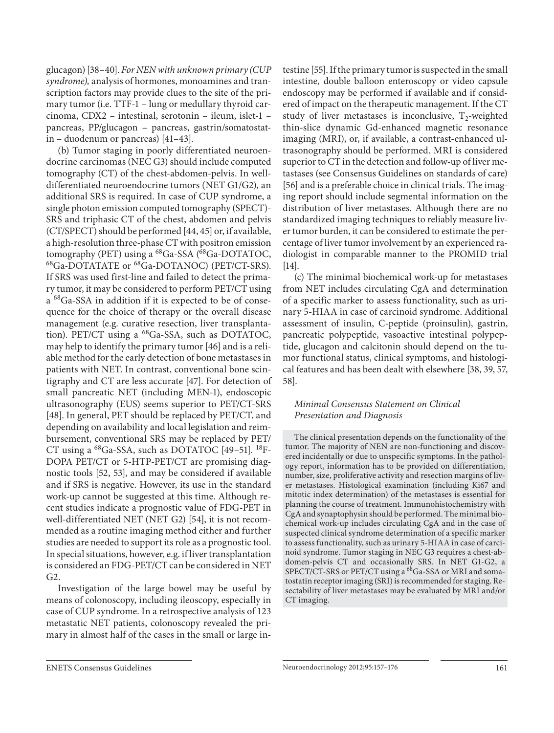glucagon) [38–40]. *For NEN with unknown primary (CUP syndrome),* analysis of hormones, monoamines and transcription factors may provide clues to the site of the primary tumor (i.e. TTF-1 – lung or medullary thyroid carcinoma, CDX2 – intestinal, serotonin – ileum, islet-1 – pancreas, PP/glucagon – pancreas, gastrin/somatostatin – duodenum or pancreas) [41–43].

(b) Tumor staging in poorly differentiated neuroendocrine carcinomas (NEC G3) should include computed tomography (CT) of the chest-abdomen-pelvis. In well-differentiated neuroendocrine tumors (NET G1/G2), an additional SRS is required. In case of CUP syndrome, a single photon emission computed tomography (SPECT)-SRS and triphasic CT of the chest, abdomen and pelvis (CT/SPECT) should be performed [44, 45] or, if available, a high-resolution three-phase CT with positron emission tomography (PET) using a $^{68}$Ga-SSA ($^{68}$Ga-DOTATOC, $^{68}$Ga-DOTATATE or $^{68}$Ga-DOTANOC) (PET/CT-SRS). If SRS was used first-line and failed to detect the primary tumor, it may be considered to perform PET/CT using a $^{68}$Ga-SSA in addition if it is expected to be of consequence for the choice of therapy or the overall disease management (e.g. curative resection, liver transplantation). PET/CT using a $^{68}$Ga-SSA, such as DOTATOC, may help to identify the primary tumor [46] and is a reliable method for the early detection of bone metastases in patients with NET. In contrast, conventional bone scintigraphy and CT are less accurate [47]. For detection of small pancreatic NET (including MEN-1), endoscopic ultrasonography (EUS) seems superior to PET/CT-SRS [48]. In general, PET should be replaced by PET/CT, and depending on availability and local legislation and reimbursement, conventional SRS may be replaced by PET/CT using a $^{68}$Ga-SSA, such as DOTATOC [49–51]. $^{18}$F-DOPA PET/CT or 5-HTP-PET/CT are promising diagnostic tools [52, 53], and may be considered if available and if SRS is negative. However, its use in the standard work-up cannot be suggested at this time. Although recent studies indicate a prognostic value of FDG-PET in well-differentiated NET (NET G2) [54], it is not recommended as a routine imaging method either and further studies are needed to support its role as a prognostic tool. In special situations, however, e.g. if liver transplantation is considered an FDG-PET/CT can be considered in NET G2.

Investigation of the large bowel may be useful by means of colonoscopy, including ileoscopy, especially in case of CUP syndrome. In a retrospective analysis of 123 metastatic NET patients, colonoscopy revealed the primary in almost half of the cases in the small or large intestine [55]. If the primary tumor is suspected in the small intestine, double balloon enteroscopy or video capsule endoscopy may be performed if available and if considered of impact on the therapeutic management. If the CT study of liver metastases is inconclusive, $T_2$-weighted thin-slice dynamic Gd-enhanced magnetic resonance imaging (MRI), or, if available, a contrast-enhanced ultrasonography should be performed. MRI is considered superior to CT in the detection and follow-up of liver metastases (see Consensus Guidelines on standards of care) [56] and is a preferable choice in clinical trials. The imaging report should include segmental information on the distribution of liver metastases. Although there are no standardized imaging techniques to reliably measure liver tumor burden, it can be considered to estimate the percentage of liver tumor involvement by an experienced radiologist in comparable manner to the PROMID trial [14].

(c) The minimal biochemical work-up for metastases from NET includes circulating CgA and determination of a specific marker to assess functionality, such as urinary 5-HIAA in case of carcinoid syndrome. Additional assessment of insulin, C-peptide (proinsulin), gastrin, pancreatic polypeptide, vasoactive intestinal polypeptide, glucagon and calcitonin should depend on the tumor functional status, clinical symptoms, and histological features and has been dealt with elsewhere [38, 39, 57, 58].

### *Minimal Consensus Statement on Clinical Presentation and Diagnosis*

The clinical presentation depends on the functionality of the tumor. The majority of NEN are non-functioning and discovered incidentally or due to unspecific symptoms. In the pathology report, information has to be provided on differentiation, number, size, proliferative activity and resection margins of liver metastases. Histological examination (including Ki67 and mitotic index determination) of the metastases is essential for planning the course of treatment. Immunohistochemistry with CgA and synaptophysin should be performed. The minimal biochemical work-up includes circulating CgA and in the case of suspected clinical syndrome determination of a specific marker to assess functionality, such as urinary 5-HIAA in case of carcinoid syndrome. Tumor staging in NEC G3 requires a chest-abdomen-pelvis CT and occasionally SRS. In NET G1-G2, a SPECT/CT-SRS or PET/CT using a $^{68}$Ga-SSA or MRI and somatostatin receptor imaging (SRI) is recommended for staging. Resectability of liver metastases may be evaluated by MRI and/or CT imaging.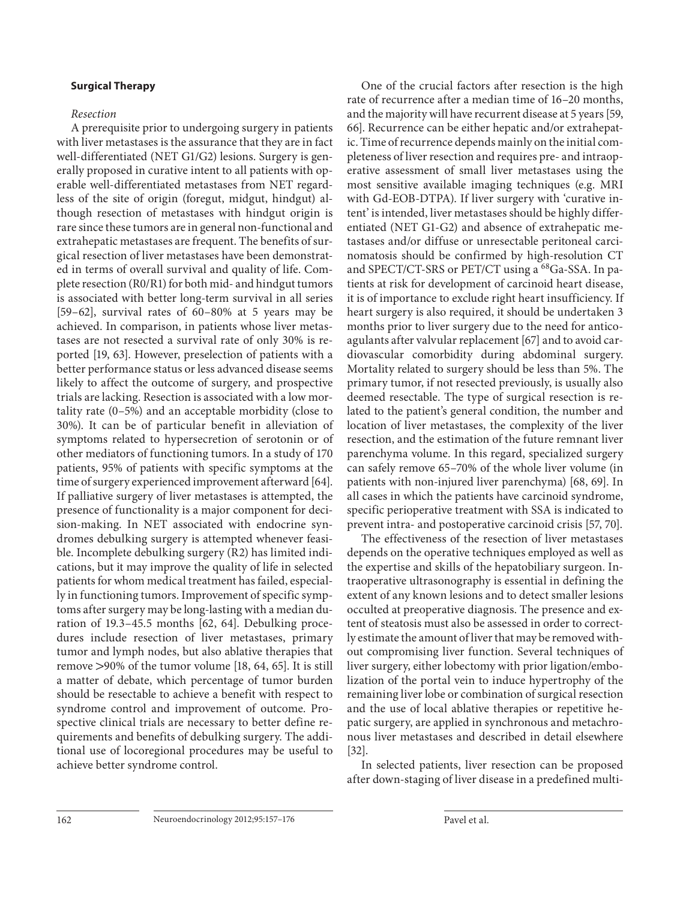## Surgical Therapy

### *Resection*

A prerequisite prior to undergoing surgery in patients with liver metastases is the assurance that they are in fact well-differentiated (NET G1/G2) lesions. Surgery is generally proposed in curative intent to all patients with operable well-differentiated metastases from NET regardless of the site of origin (foregut, midgut, hindgut) although resection of metastases with hindgut origin is rare since these tumors are in general non-functional and extrahepatic metastases are frequent. The benefits of surgical resection of liver metastases have been demonstrated in terms of overall survival and quality of life. Complete resection (R0/R1) for both mid- and hindgut tumors is associated with better long-term survival in all series [59–62], survival rates of 60–80% at 5 years may be achieved. In comparison, in patients whose liver metastases are not resected a survival rate of only 30% is reported [19, 63]. However, preselection of patients with a better performance status or less advanced disease seems likely to affect the outcome of surgery, and prospective trials are lacking. Resection is associated with a low mortality rate (0–5%) and an acceptable morbidity (close to 30%). It can be of particular benefit in alleviation of symptoms related to hypersecretion of serotonin or of other mediators of functioning tumors. In a study of 170 patients, 95% of patients with specific symptoms at the time of surgery experienced improvement afterward [64]. If palliative surgery of liver metastases is attempted, the presence of functionality is a major component for decision-making. In NET associated with endocrine syndromes debulking surgery is attempted whenever feasible. Incomplete debulking surgery (R2) has limited indications, but it may improve the quality of life in selected patients for whom medical treatment has failed, especially in functioning tumors. Improvement of specific symptoms after surgery may be long-lasting with a median duration of 19.3–45.5 months [62, 64]. Debulking procedures include resection of liver metastases, primary tumor and lymph nodes, but also ablative therapies that remove >90% of the tumor volume [18, 64, 65]. It is still a matter of debate, which percentage of tumor burden should be resectable to achieve a benefit with respect to syndrome control and improvement of outcome. Prospective clinical trials are necessary to better define requirements and benefits of debulking surgery. The additional use of locoregional procedures may be useful to achieve better syndrome control.

One of the crucial factors after resection is the high rate of recurrence after a median time of 16–20 months, and the majority will have recurrent disease at 5 years [59, 66]. Recurrence can be either hepatic and/or extrahepatic. Time of recurrence depends mainly on the initial completeness of liver resection and requires pre- and intraoperative assessment of small liver metastases using the most sensitive available imaging techniques (e.g. MRI with Gd-EOB-DTPA). If liver surgery with 'curative intent' is intended, liver metastases should be highly differentiated (NET G1-G2) and absence of extrahepatic metastases and/or diffuse or unresectable peritoneal carcinomatosis should be confirmed by high-resolution CT and SPECT/CT-SRS or PET/CT using a $^{68}$Ga-SSA. In patients at risk for development of carcinoid heart disease, it is of importance to exclude right heart insufficiency. If heart surgery is also required, it should be undertaken 3 months prior to liver surgery due to the need for anticoagulants after valvular replacement [67] and to avoid cardiovascular comorbidity during abdominal surgery. Mortality related to surgery should be less than 5%. The primary tumor, if not resected previously, is usually also deemed resectable. The type of surgical resection is related to the patient's general condition, the number and location of liver metastases, the complexity of the liver resection, and the estimation of the future remnant liver parenchyma volume. In this regard, specialized surgery can safely remove 65–70% of the whole liver volume (in patients with non-injured liver parenchyma) [68, 69]. In all cases in which the patients have carcinoid syndrome, specific perioperative treatment with SSA is indicated to prevent intra- and postoperative carcinoid crisis [57, 70].

The effectiveness of the resection of liver metastases depends on the operative techniques employed as well as the expertise and skills of the hepatobiliary surgeon. Intraoperative ultrasonography is essential in defining the extent of any known lesions and to detect smaller lesions occulted at preoperative diagnosis. The presence and extent of steatosis must also be assessed in order to correctly estimate the amount of liver that may be removed without compromising liver function. Several techniques of liver surgery, either lobectomy with prior ligation/embolization of the portal vein to induce hypertrophy of the remaining liver lobe or combination of surgical resection and the use of local ablative therapies or repetitive hepatic surgery, are applied in synchronous and metachronous liver metastases and described in detail elsewhere [32].

In selected patients, liver resection can be proposed after down-staging of liver disease in a predefined multi-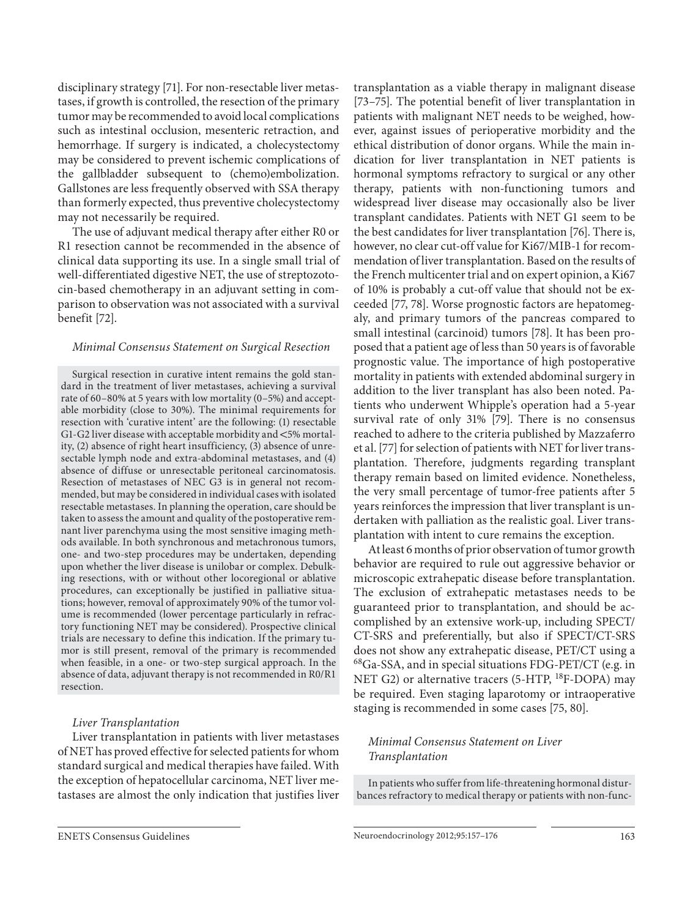disciplinary strategy [71]. For non-resectable liver metastases, if growth is controlled, the resection of the primary tumor may be recommended to avoid local complications such as intestinal occlusion, mesenteric retraction, and hemorrhage. If surgery is indicated, a cholecystectomy may be considered to prevent ischemic complications of the gallbladder subsequent to (chemo)embolization. Gallstones are less frequently observed with SSA therapy than formerly expected, thus preventive cholecystectomy may not necessarily be required.

The use of adjuvant medical therapy after either R0 or R1 resection cannot be recommended in the absence of clinical data supporting its use. In a single small trial of well-differentiated digestive NET, the use of streptozotocin-based chemotherapy in an adjuvant setting in comparison to observation was not associated with a survival benefit [72].

*Minimal Consensus Statement on Surgical Resection*

Surgical resection in curative intent remains the gold standard in the treatment of liver metastases, achieving a survival rate of 60–80% at 5 years with low mortality (0–5%) and acceptable morbidity (close to 30%). The minimal requirements for resection with 'curative intent' are the following: (1) resectable G1-G2 liver disease with acceptable morbidity and <5% mortality, (2) absence of right heart insufficiency, (3) absence of unresectable lymph node and extra-abdominal metastases, and (4) absence of diffuse or unresectable peritoneal carcinomatosis. Resection of metastases of NEC G3 is in general not recommended, but may be considered in individual cases with isolated resectable metastases. In planning the operation, care should be taken to assess the amount and quality of the postoperative remnant liver parenchyma using the most sensitive imaging methods available. In both synchronous and metachronous tumors, one- and two-step procedures may be undertaken, depending upon whether the liver disease is unilobar or complex. Debulking resections, with or without other locoregional or ablative procedures, can exceptionally be justified in palliative situations; however, removal of approximately 90% of the tumor volume is recommended (lower percentage particularly in refractory functioning NET may be considered). Prospective clinical trials are necessary to define this indication. If the primary tumor is still present, removal of the primary is recommended when feasible, in a one- or two-step surgical approach. In the absence of data, adjuvant therapy is not recommended in R0/R1 resection.

*Liver Transplantation*

Liver transplantation in patients with liver metastases of NET has proved effective for selected patients for whom standard surgical and medical therapies have failed. With the exception of hepatocellular carcinoma, NET liver metastases are almost the only indication that justifies liver transplantation as a viable therapy in malignant disease [73–75]. The potential benefit of liver transplantation in patients with malignant NET needs to be weighed, however, against issues of perioperative morbidity and the ethical distribution of donor organs. While the main indication for liver transplantation in NET patients is hormonal symptoms refractory to surgical or any other therapy, patients with non-functioning tumors and widespread liver disease may occasionally also be liver transplant candidates. Patients with NET G1 seem to be the best candidates for liver transplantation [76]. There is, however, no clear cut-off value for Ki67/MIB-1 for recommendation of liver transplantation. Based on the results of the French multicenter trial and on expert opinion, a Ki67 of 10% is probably a cut-off value that should not be exceeded [77, 78]. Worse prognostic factors are hepatomegaly, and primary tumors of the pancreas compared to small intestinal (carcinoid) tumors [78]. It has been proposed that a patient age of less than 50 years is of favorable prognostic value. The importance of high postoperative mortality in patients with extended abdominal surgery in addition to the liver transplant has also been noted. Patients who underwent Whipple's operation had a 5-year survival rate of only 31% [79]. There is no consensus reached to adhere to the criteria published by Mazzaferro et al. [77] for selection of patients with NET for liver transplantation. Therefore, judgments regarding transplant therapy remain based on limited evidence. Nonetheless, the very small percentage of tumor-free patients after 5 years reinforces the impression that liver transplant is undertaken with palliation as the realistic goal. Liver transplantation with intent to cure remains the exception.

At least 6 months of prior observation of tumor growth behavior are required to rule out aggressive behavior or microscopic extrahepatic disease before transplantation. The exclusion of extrahepatic metastases needs to be guaranteed prior to transplantation, and should be accomplished by an extensive work-up, including SPECT/CT-SRS and preferentially, but also if SPECT/CT-SRS does not show any extrahepatic disease, PET/CT using a $^{68}$Ga-SSA, and in special situations FDG-PET/CT (e.g. in NET G2) or alternative tracers (5-HTP, $^{18}$F-DOPA) may be required. Even staging laparotomy or intraoperative staging is recommended in some cases [75, 80].

*Minimal Consensus Statement on Liver Transplantation*

In patients who suffer from life-threatening hormonal disturbances refractory to medical therapy or patients with non-func-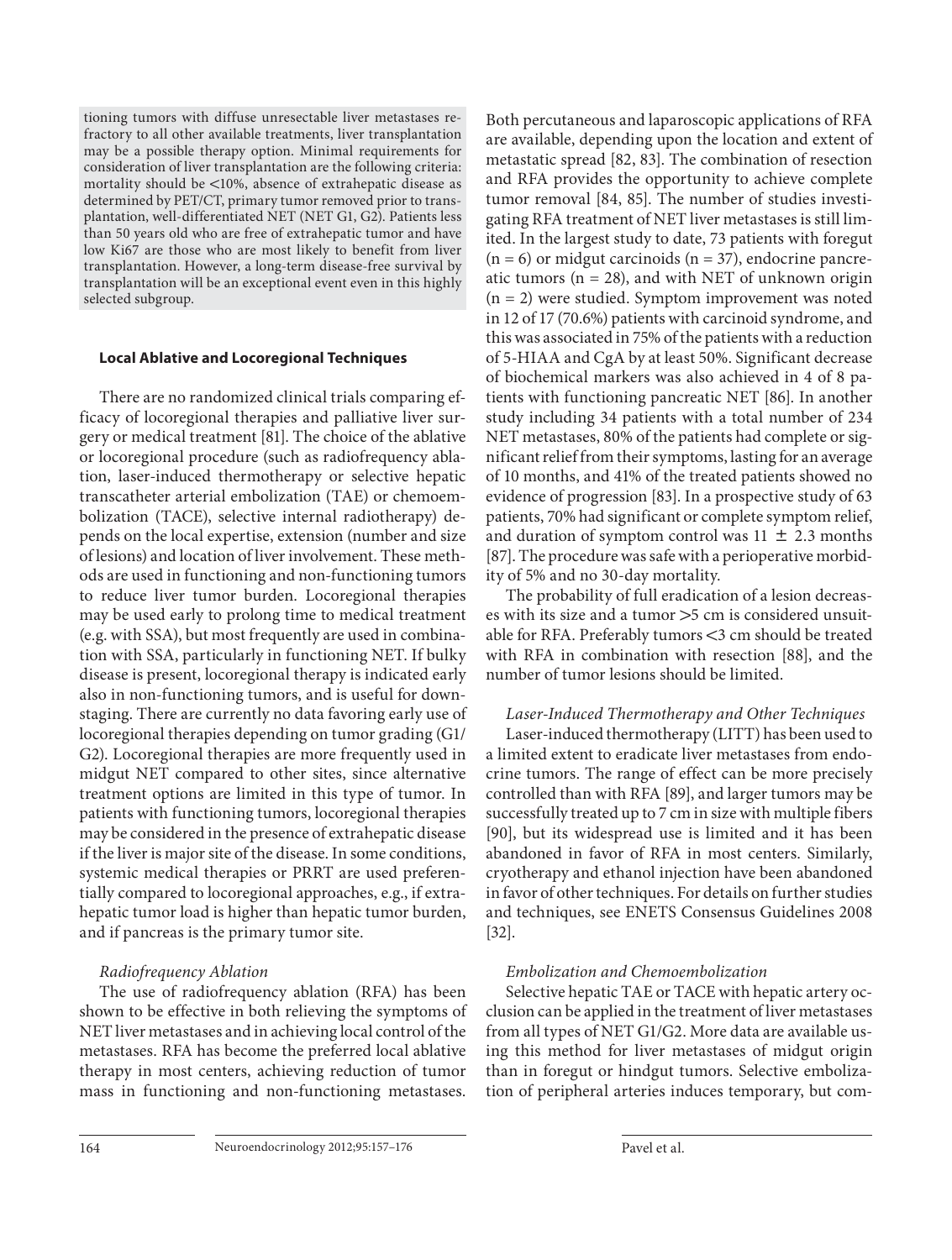tioning tumors with diffuse unresectable liver metastases refractory to all other available treatments, liver transplantation may be a possible therapy option. Minimal requirements for consideration of liver transplantation are the following criteria: mortality should be <10%, absence of extrahepatic disease as determined by PET/CT, primary tumor removed prior to transplantation, well-differentiated NET (NET G1, G2). Patients less than 50 years old who are free of extrahepatic tumor and have low Ki67 are those who are most likely to benefit from liver transplantation. However, a long-term disease-free survival by transplantation will be an exceptional event even in this highly selected subgroup.

### Local Ablative and Locoregional Techniques

There are no randomized clinical trials comparing efficacy of locoregional therapies and palliative liver surgery or medical treatment [81]. The choice of the ablative or locoregional procedure (such as radiofrequency ablation, laser-induced thermotherapy or selective hepatic transcatheter arterial embolization (TAE) or chemoembolization (TACE), selective internal radiotherapy) depends on the local expertise, extension (number and size of lesions) and location of liver involvement. These methods are used in functioning and non-functioning tumors to reduce liver tumor burden. Locoregional therapies may be used early to prolong time to medical treatment (e.g. with SSA), but most frequently are used in combination with SSA, particularly in functioning NET. If bulky disease is present, locoregional therapy is indicated early also in non-functioning tumors, and is useful for downstaging. There are currently no data favoring early use of locoregional therapies depending on tumor grading (G1/G2). Locoregional therapies are more frequently used in midgut NET compared to other sites, since alternative treatment options are limited in this type of tumor. In patients with functioning tumors, locoregional therapies may be considered in the presence of extrahepatic disease if the liver is major site of the disease. In some conditions, systemic medical therapies or PRRT are used preferentially compared to locoregional approaches, e.g., if extrahepatic tumor load is higher than hepatic tumor burden, and if pancreas is the primary tumor site.

*Radiofrequency Ablation*

The use of radiofrequency ablation (RFA) has been shown to be effective in both relieving the symptoms of NET liver metastases and in achieving local control of the metastases. RFA has become the preferred local ablative therapy in most centers, achieving reduction of tumor mass in functioning and non-functioning metastases. Both percutaneous and laparoscopic applications of RFA are available, depending upon the location and extent of metastatic spread [82, 83]. The combination of resection and RFA provides the opportunity to achieve complete tumor removal [84, 85]. The number of studies investigating RFA treatment of NET liver metastases is still limited. In the largest study to date, 73 patients with foregut (n = 6) or midgut carcinoids (n = 37), endocrine pancreatic tumors (n = 28), and with NET of unknown origin (n = 2) were studied. Symptom improvement was noted in 12 of 17 (70.6%) patients with carcinoid syndrome, and this was associated in 75% of the patients with a reduction of 5-HIAA and CgA by at least 50%. Significant decrease of biochemical markers was also achieved in 4 of 8 patients with functioning pancreatic NET [86]. In another study including 34 patients with a total number of 234 NET metastases, 80% of the patients had complete or significant relief from their symptoms, lasting for an average of 10 months, and 41% of the treated patients showed no evidence of progression [83]. In a prospective study of 63 patients, 70% had significant or complete symptom relief, and duration of symptom control was 11 ± 2.3 months [87]. The procedure was safe with a perioperative morbidity of 5% and no 30-day mortality.

The probability of full eradication of a lesion decreases with its size and a tumor >5 cm is considered unsuitable for RFA. Preferably tumors <3 cm should be treated with RFA in combination with resection [88], and the number of tumor lesions should be limited.

*Laser-Induced Thermotherapy and Other Techniques*

Laser-induced thermotherapy (LITT) has been used to a limited extent to eradicate liver metastases from endocrine tumors. The range of effect can be more precisely controlled than with RFA [89], and larger tumors may be successfully treated up to 7 cm in size with multiple fibers [90], but its widespread use is limited and it has been abandoned in favor of RFA in most centers. Similarly, cryotherapy and ethanol injection have been abandoned in favor of other techniques. For details on further studies and techniques, see ENETS Consensus Guidelines 2008 [32].

*Embolization and Chemoembolization*

Selective hepatic TAE or TACE with hepatic artery occlusion can be applied in the treatment of liver metastases from all types of NET G1/G2. More data are available using this method for liver metastases of midgut origin than in foregut or hindgut tumors. Selective embolization of peripheral arteries induces temporary, but com-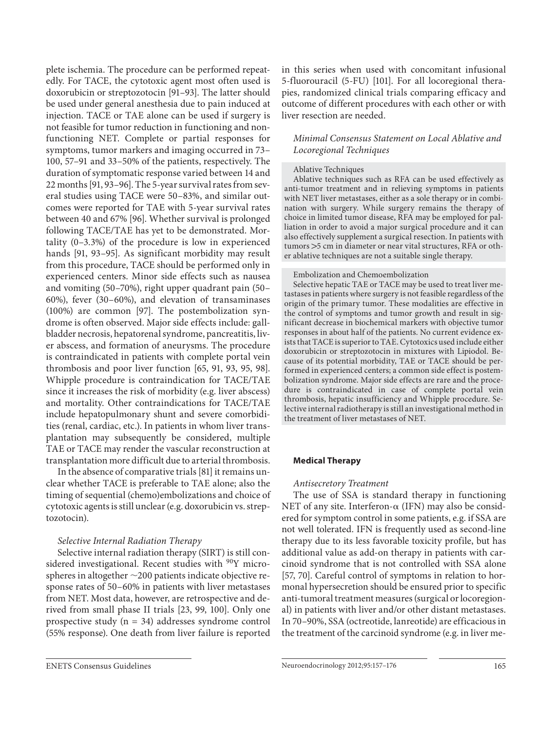plete ischemia. The procedure can be performed repeatedly. For TACE, the cytotoxic agent most often used is doxorubicin or streptozotocin [91–93]. The latter should be used under general anesthesia due to pain induced at injection. TACE or TAE alone can be used if surgery is not feasible for tumor reduction in functioning and nonfunctioning NET. Complete or partial responses for symptoms, tumor markers and imaging occurred in 73–100, 57–91 and 33–50% of the patients, respectively. The duration of symptomatic response varied between 14 and 22 months [91, 93–96]. The 5-year survival rates from several studies using TACE were 50–83%, and similar outcomes were reported for TAE with 5-year survival rates between 40 and 67% [96]. Whether survival is prolonged following TACE/TAE has yet to be demonstrated. Mortality (0–3.3%) of the procedure is low in experienced hands [91, 93–95]. As significant morbidity may result from this procedure, TACE should be performed only in experienced centers. Minor side effects such as nausea and vomiting (50–70%), right upper quadrant pain (50–60%), fever (30–60%), and elevation of transaminases (100%) are common [97]. The postembolization syndrome is often observed. Major side effects include: gallbladder necrosis, hepatorenal syndrome, pancreatitis, liver abscess, and formation of aneurysms. The procedure is contraindicated in patients with complete portal vein thrombosis and poor liver function [65, 91, 93, 95, 98]. Whipple procedure is contraindication for TACE/TAE since it increases the risk of morbidity (e.g. liver abscess) and mortality. Other contraindications for TACE/TAE include hepatopulmonary shunt and severe comorbidities (renal, cardiac, etc.). In patients in whom liver transplantation may subsequently be considered, multiple TAE or TACE may render the vascular reconstruction at transplantation more difficult due to arterial thrombosis.

In the absence of comparative trials [81] it remains unclear whether TACE is preferable to TAE alone; also the timing of sequential (chemo)embolizations and choice of cytotoxic agents is still unclear (e.g. doxorubicin vs. streptozotocin).

*Selective Internal Radiation Therapy*

Selective internal radiation therapy (SIRT) is still considered investigational. Recent studies with $^{90}$Y microspheres in altogether ~200 patients indicate objective response rates of 50–60% in patients with liver metastases from NET. Most data, however, are retrospective and derived from small phase II trials [23, 99, 100]. Only one prospective study (n = 34) addresses syndrome control (55% response). One death from liver failure is reported in this series when used with concomitant infusional 5-fluorouracil (5-FU) [101]. For all locoregional therapies, randomized clinical trials comparing efficacy and outcome of different procedures with each other or with liver resection are needed.

*Minimal Consensus Statement on Local Ablative and Locoregional Techniques*

Ablative Techniques

Ablative techniques such as RFA can be used effectively as anti-tumor treatment and in relieving symptoms in patients with NET liver metastases, either as a sole therapy or in combination with surgery. While surgery remains the therapy of choice in limited tumor disease, RFA may be employed for palliation in order to avoid a major surgical procedure and it can also effectively supplement a surgical resection. In patients with tumors >5 cm in diameter or near vital structures, RFA or other ablative techniques are not a suitable single therapy.

Embolization and Chemoembolization

Selective hepatic TAE or TACE may be used to treat liver metastases in patients where surgery is not feasible regardless of the origin of the primary tumor. These modalities are effective in the control of symptoms and tumor growth and result in significant decrease in biochemical markers with objective tumor responses in about half of the patients. No current evidence exists that TACE is superior to TAE. Cytotoxics used include either doxorubicin or streptozotocin in mixtures with Lipiodol. Because of its potential morbidity, TAE or TACE should be performed in experienced centers; a common side effect is postembolization syndrome. Major side effects are rare and the procedure is contraindicated in case of complete portal vein thrombosis, hepatic insufficiency and Whipple procedure. Selective internal radiotherapy is still an investigational method in the treatment of liver metastases of NET.

**Medical Therapy**

*Antisecretory Treatment*

The use of SSA is standard therapy in functioning NET of any site. Interferon-α (IFN) may also be considered for symptom control in some patients, e.g. if SSA are not well tolerated. IFN is frequently used as second-line therapy due to its less favorable toxicity profile, but has additional value as add-on therapy in patients with carcinoid syndrome that is not controlled with SSA alone [57, 70]. Careful control of symptoms in relation to hormonal hypersecretion should be ensured prior to specific anti-tumoral treatment measures (surgical or locoregional) in patients with liver and/or other distant metastases. In 70–90%, SSA (octreotide, lanreotide) are efficacious in the treatment of the carcinoid syndrome (e.g. in liver me-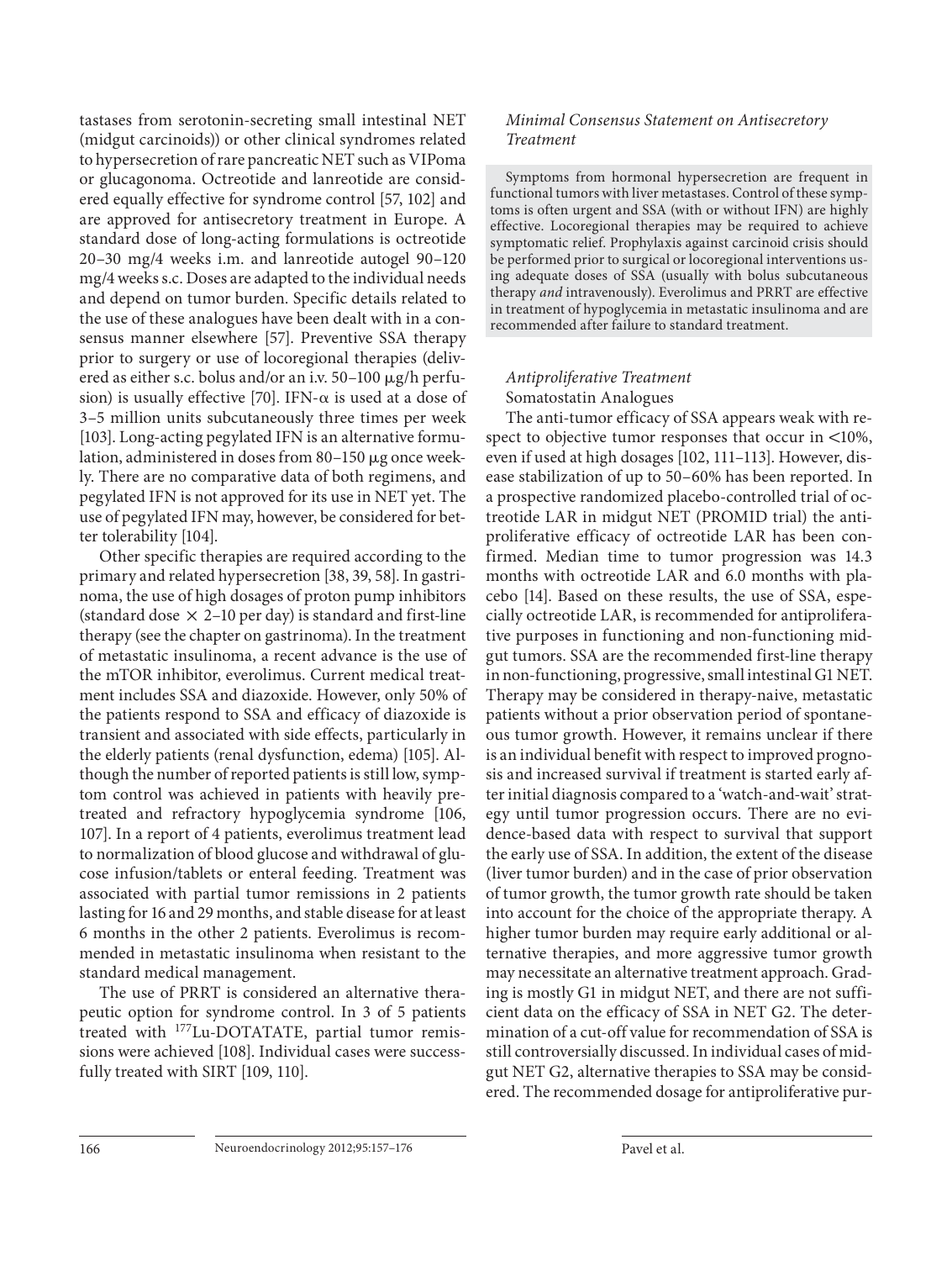tastases from serotonin-secreting small intestinal NET (midgut carcinoids)) or other clinical syndromes related to hypersecretion of rare pancreatic NET such as VIPoma or glucagonoma. Octreotide and lanreotide are considered equally effective for syndrome control [57, 102] and are approved for antisecretory treatment in Europe. A standard dose of long-acting formulations is octreotide 20–30 mg/4 weeks i.m. and lanreotide autogel 90–120 mg/4 weeks s.c. Doses are adapted to the individual needs and depend on tumor burden. Specific details related to the use of these analogues have been dealt with in a consensus manner elsewhere [57]. Preventive SSA therapy prior to surgery or use of locoregional therapies (delivered as either s.c. bolus and/or an i.v. 50–100 μg/h perfusion) is usually effective [70]. IFN-α is used at a dose of 3–5 million units subcutaneously three times per week [103]. Long-acting pegylated IFN is an alternative formulation, administered in doses from 80–150 μg once weekly. There are no comparative data of both regimens, and pegylated IFN is not approved for its use in NET yet. The use of pegylated IFN may, however, be considered for better tolerability [104].

Other specific therapies are required according to the primary and related hypersecretion [38, 39, 58]. In gastrinoma, the use of high dosages of proton pump inhibitors (standard dose × 2–10 per day) is standard and first-line therapy (see the chapter on gastrinoma). In the treatment of metastatic insulinoma, a recent advance is the use of the mTOR inhibitor, everolimus. Current medical treatment includes SSA and diazoxide. However, only 50% of the patients respond to SSA and efficacy of diazoxide is transient and associated with side effects, particularly in the elderly patients (renal dysfunction, edema) [105]. Although the number of reported patients is still low, symptom control was achieved in patients with heavily pretreated and refractory hypoglycemia syndrome [106, 107]. In a report of 4 patients, everolimus treatment lead to normalization of blood glucose and withdrawal of glucose infusion/tablets or enteral feeding. Treatment was associated with partial tumor remissions in 2 patients lasting for 16 and 29 months, and stable disease for at least 6 months in the other 2 patients. Everolimus is recommended in metastatic insulinoma when resistant to the standard medical management.

The use of PRRT is considered an alternative therapeutic option for syndrome control. In 3 of 5 patients treated with $^{177}$Lu-DOTATATE, partial tumor remissions were achieved [108]. Individual cases were successfully treated with SIRT [109, 110].

*Minimal Consensus Statement on Antisecretory Treatment*

> Symptoms from hormonal hypersecretion are frequent in functional tumors with liver metastases. Control of these symptoms is often urgent and SSA (with or without IFN) are highly effective. Locoregional therapies may be required to achieve symptomatic relief. Prophylaxis against carcinoid crisis should be performed prior to surgical or locoregional interventions using adequate doses of SSA (usually with bolus subcutaneous therapy *and* intravenously). Everolimus and PRRT are effective in treatment of hypoglycemia in metastatic insulinoma and are recommended after failure to standard treatment.

*Antiproliferative Treatment*

Somatostatin Analogues

The anti-tumor efficacy of SSA appears weak with respect to objective tumor responses that occur in <10%, even if used at high dosages [102, 111–113]. However, disease stabilization of up to 50–60% has been reported. In a prospective randomized placebo-controlled trial of octreotide LAR in midgut NET (PROMID trial) the antiproliferative efficacy of octreotide LAR has been confirmed. Median time to tumor progression was 14.3 months with octreotide LAR and 6.0 months with placebo [14]. Based on these results, the use of SSA, especially octreotide LAR, is recommended for antiproliferative purposes in functioning and non-functioning midgut tumors. SSA are the recommended first-line therapy in non-functioning, progressive, small intestinal G1 NET. Therapy may be considered in therapy-naive, metastatic patients without a prior observation period of spontaneous tumor growth. However, it remains unclear if there is an individual benefit with respect to improved prognosis and increased survival if treatment is started early after initial diagnosis compared to a 'watch-and-wait' strategy until tumor progression occurs. There are no evidence-based data with respect to survival that support the early use of SSA. In addition, the extent of the disease (liver tumor burden) and in the case of prior observation of tumor growth, the tumor growth rate should be taken into account for the choice of the appropriate therapy. A higher tumor burden may require early additional or alternative therapies, and more aggressive tumor growth may necessitate an alternative treatment approach. Grading is mostly G1 in midgut NET, and there are not sufficient data on the efficacy of SSA in NET G2. The determination of a cut-off value for recommendation of SSA is still controversially discussed. In individual cases of midgut NET G2, alternative therapies to SSA may be considered. The recommended dosage for antiproliferative pur-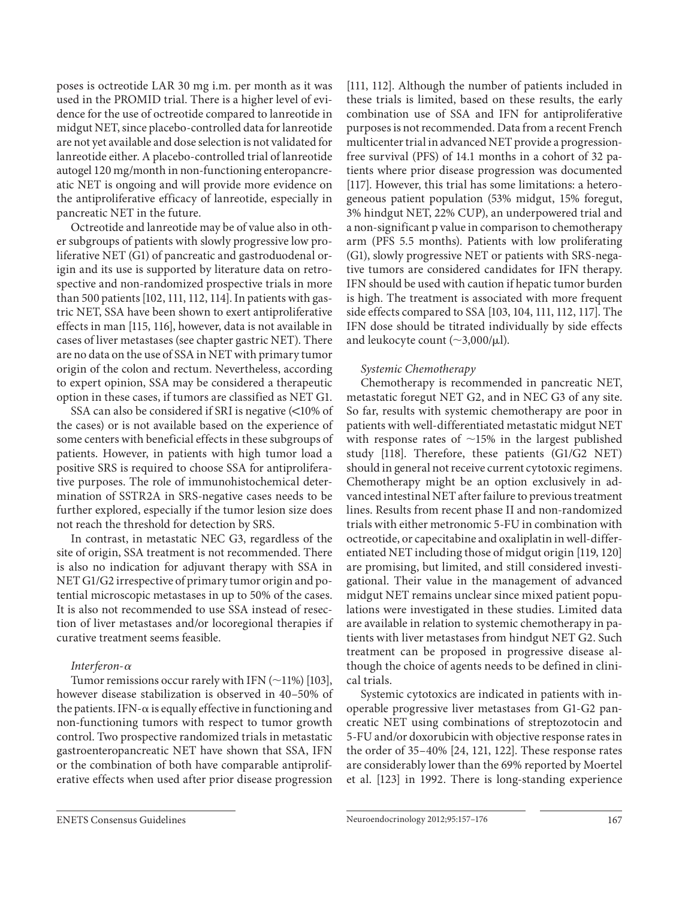poses is octreotide LAR 30 mg i.m. per month as it was used in the PROMID trial. There is a higher level of evidence for the use of octreotide compared to lanreotide in midgut NET, since placebo-controlled data for lanreotide are not yet available and dose selection is not validated for lanreotide either. A placebo-controlled trial of lanreotide autogel 120 mg/month in non-functioning enteropancreatic NET is ongoing and will provide more evidence on the antiproliferative efficacy of lanreotide, especially in pancreatic NET in the future.

Octreotide and lanreotide may be of value also in other subgroups of patients with slowly progressive low proliferative NET (G1) of pancreatic and gastroduodenal origin and its use is supported by literature data on retrospective and non-randomized prospective trials in more than 500 patients [102, 111, 112, 114]. In patients with gastric NET, SSA have been shown to exert antiproliferative effects in man [115, 116], however, data is not available in cases of liver metastases (see chapter gastric NET). There are no data on the use of SSA in NET with primary tumor origin of the colon and rectum. Nevertheless, according to expert opinion, SSA may be considered a therapeutic option in these cases, if tumors are classified as NET G1.

SSA can also be considered if SRI is negative (<10% of the cases) or is not available based on the experience of some centers with beneficial effects in these subgroups of patients. However, in patients with high tumor load a positive SRS is required to choose SSA for antiproliferative purposes. The role of immunohistochemical determination of SSTR2A in SRS-negative cases needs to be further explored, especially if the tumor lesion size does not reach the threshold for detection by SRS.

In contrast, in metastatic NEC G3, regardless of the site of origin, SSA treatment is not recommended. There is also no indication for adjuvant therapy with SSA in NET G1/G2 irrespective of primary tumor origin and potential microscopic metastases in up to 50% of the cases. It is also not recommended to use SSA instead of resection of liver metastases and/or locoregional therapies if curative treatment seems feasible.

*Interferon-α*

Tumor remissions occur rarely with IFN (~11%) [103], however disease stabilization is observed in 40–50% of the patients. IFN-α is equally effective in functioning and non-functioning tumors with respect to tumor growth control. Two prospective randomized trials in metastatic gastroenteropancreatic NET have shown that SSA, IFN or the combination of both have comparable antiproliferative effects when used after prior disease progression [111, 112]. Although the number of patients included in these trials is limited, based on these results, the early combination use of SSA and IFN for antiproliferative purposes is not recommended. Data from a recent French multicenter trial in advanced NET provide a progression-free survival (PFS) of 14.1 months in a cohort of 32 patients where prior disease progression was documented [117]. However, this trial has some limitations: a heterogeneous patient population (53% midgut, 15% foregut, 3% hindgut NET, 22% CUP), an underpowered trial and a non-significant p value in comparison to chemotherapy arm (PFS 5.5 months). Patients with low proliferating (G1), slowly progressive NET or patients with SRS-negative tumors are considered candidates for IFN therapy. IFN should be used with caution if hepatic tumor burden is high. The treatment is associated with more frequent side effects compared to SSA [103, 104, 111, 112, 117]. The IFN dose should be titrated individually by side effects and leukocyte count (~3,000/μl).

*Systemic Chemotherapy*

Chemotherapy is recommended in pancreatic NET, metastatic foregut NET G2, and in NEC G3 of any site. So far, results with systemic chemotherapy are poor in patients with well-differentiated metastatic midgut NET with response rates of ~15% in the largest published study [118]. Therefore, these patients (G1/G2 NET) should in general not receive current cytotoxic regimens. Chemotherapy might be an option exclusively in advanced intestinal NET after failure to previous treatment lines. Results from recent phase II and non-randomized trials with either metronomic 5-FU in combination with octreotide, or capecitabine and oxaliplatin in well-differentiated NET including those of midgut origin [119, 120] are promising, but limited, and still considered investigational. Their value in the management of advanced midgut NET remains unclear since mixed patient populations were investigated in these studies. Limited data are available in relation to systemic chemotherapy in patients with liver metastases from hindgut NET G2. Such treatment can be proposed in progressive disease although the choice of agents needs to be defined in clinical trials.

Systemic cytotoxics are indicated in patients with inoperable progressive liver metastases from G1-G2 pancreatic NET using combinations of streptozotocin and 5-FU and/or doxorubicin with objective response rates in the order of 35–40% [24, 121, 122]. These response rates are considerably lower than the 69% reported by Moertel et al. [123] in 1992. There is long-standing experience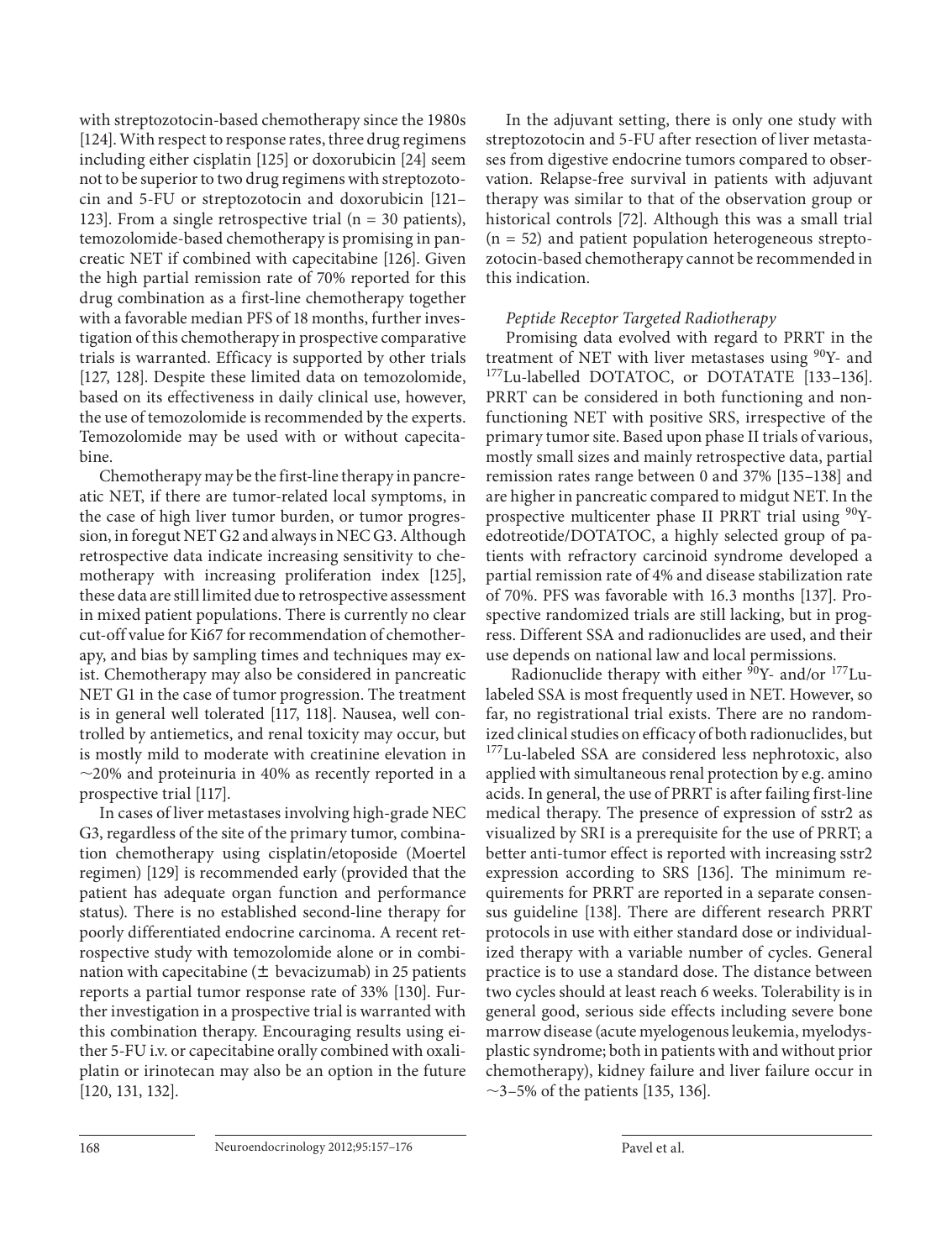with streptozotocin-based chemotherapy since the 1980s [124]. With respect to response rates, three drug regimens including either cisplatin [125] or doxorubicin [24] seem not to be superior to two drug regimens with streptozotocin and 5-FU or streptozotocin and doxorubicin [121–123]. From a single retrospective trial (n = 30 patients), temozolomide-based chemotherapy is promising in pancreatic NET if combined with capecitabine [126]. Given the high partial remission rate of 70% reported for this drug combination as a first-line chemotherapy together with a favorable median PFS of 18 months, further investigation of this chemotherapy in prospective comparative trials is warranted. Efficacy is supported by other trials [127, 128]. Despite these limited data on temozolomide, based on its effectiveness in daily clinical use, however, the use of temozolomide is recommended by the experts. Temozolomide may be used with or without capecitabine.

Chemotherapy may be the first-line therapy in pancreatic NET, if there are tumor-related local symptoms, in the case of high liver tumor burden, or tumor progression, in foregut NET G2 and always in NEC G3. Although retrospective data indicate increasing sensitivity to chemotherapy with increasing proliferation index [125], these data are still limited due to retrospective assessment in mixed patient populations. There is currently no clear cut-off value for Ki67 for recommendation of chemotherapy, and bias by sampling times and techniques may exist. Chemotherapy may also be considered in pancreatic NET G1 in the case of tumor progression. The treatment is in general well tolerated [117, 118]. Nausea, well controlled by antiemetics, and renal toxicity may occur, but is mostly mild to moderate with creatinine elevation in ~20% and proteinuria in 40% as recently reported in a prospective trial [117].

In cases of liver metastases involving high-grade NEC G3, regardless of the site of the primary tumor, combination chemotherapy using cisplatin/etoposide (Moertel regimen) [129] is recommended early (provided that the patient has adequate organ function and performance status). There is no established second-line therapy for poorly differentiated endocrine carcinoma. A recent retrospective study with temozolomide alone or in combination with capecitabine (± bevacizumab) in 25 patients reports a partial tumor response rate of 33% [130]. Further investigation in a prospective trial is warranted with this combination therapy. Encouraging results using either 5-FU i.v. or capecitabine orally combined with oxaliplatin or irinotecan may also be an option in the future [120, 131, 132].

In the adjuvant setting, there is only one study with streptozotocin and 5-FU after resection of liver metastases from digestive endocrine tumors compared to observation. Relapse-free survival in patients with adjuvant therapy was similar to that of the observation group or historical controls [72]. Although this was a small trial (n = 52) and patient population heterogeneous streptozotocin-based chemotherapy cannot be recommended in this indication.

*Peptide Receptor Targeted Radiotherapy*

Promising data evolved with regard to PRRT in the treatment of NET with liver metastases using $^{90}$Y- and $^{177}$Lu-labelled DOTATOC, or DOTATATE [133–136]. PRRT can be considered in both functioning and nonfunctioning NET with positive SRS, irrespective of the primary tumor site. Based upon phase II trials of various, mostly small sizes and mainly retrospective data, partial remission rates range between 0 and 37% [135–138] and are higher in pancreatic compared to midgut NET. In the prospective multicenter phase II PRRT trial using $^{90}$Y-edotreotide/DOTATOC, a highly selected group of patients with refractory carcinoid syndrome developed a partial remission rate of 4% and disease stabilization rate of 70%. PFS was favorable with 16.3 months [137]. Prospective randomized trials are still lacking, but in progress. Different SSA and radionuclides are used, and their use depends on national law and local permissions.

Radionuclide therapy with either $^{90}$Y- and/or $^{177}$Lu-labeled SSA is most frequently used in NET. However, so far, no registrational trial exists. There are no randomized clinical studies on efficacy of both radionuclides, but $^{177}$Lu-labeled SSA are considered less nephrotoxic, also applied with simultaneous renal protection by e.g. amino acids. In general, the use of PRRT is after failing first-line medical therapy. The presence of expression of sstr2 as visualized by SRI is a prerequisite for the use of PRRT; a better anti-tumor effect is reported with increasing sstr2 expression according to SRS [136]. The minimum requirements for PRRT are reported in a separate consensus guideline [138]. There are different research PRRT protocols in use with either standard dose or individualized therapy with a variable number of cycles. General practice is to use a standard dose. The distance between two cycles should at least reach 6 weeks. Tolerability is in general good, serious side effects including severe bone marrow disease (acute myelogenous leukemia, myelodysplastic syndrome; both in patients with and without prior chemotherapy), kidney failure and liver failure occur in ~3–5% of the patients [135, 136].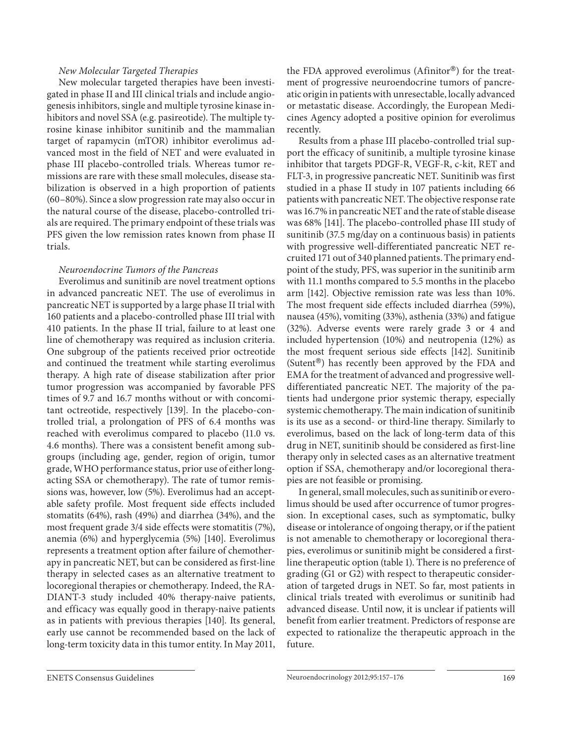*New Molecular Targeted Therapies*

New molecular targeted therapies have been investigated in phase II and III clinical trials and include angiogenesis inhibitors, single and multiple tyrosine kinase inhibitors and novel SSA (e.g. pasireotide). The multiple tyrosine kinase inhibitor sunitinib and the mammalian target of rapamycin (mTOR) inhibitor everolimus advanced most in the field of NET and were evaluated in phase III placebo-controlled trials. Whereas tumor remissions are rare with these small molecules, disease stabilization is observed in a high proportion of patients (60–80%). Since a slow progression rate may also occur in the natural course of the disease, placebo-controlled trials are required. The primary endpoint of these trials was PFS given the low remission rates known from phase II trials.

*Neuroendocrine Tumors of the Pancreas*

Everolimus and sunitinib are novel treatment options in advanced pancreatic NET. The use of everolimus in pancreatic NET is supported by a large phase II trial with 160 patients and a placebo-controlled phase III trial with 410 patients. In the phase II trial, failure to at least one line of chemotherapy was required as inclusion criteria. One subgroup of the patients received prior octreotide and continued the treatment while starting everolimus therapy. A high rate of disease stabilization after prior tumor progression was accompanied by favorable PFS times of 9.7 and 16.7 months without or with concomitant octreotide, respectively [139]. In the placebo-controlled trial, a prolongation of PFS of 6.4 months was reached with everolimus compared to placebo (11.0 vs. 4.6 months). There was a consistent benefit among subgroups (including age, gender, region of origin, tumor grade, WHO performance status, prior use of either long-acting SSA or chemotherapy). The rate of tumor remissions was, however, low (5%). Everolimus had an acceptable safety profile. Most frequent side effects included stomatitis (64%), rash (49%) and diarrhea (34%), and the most frequent grade 3/4 side effects were stomatitis (7%), anemia (6%) and hyperglycemia (5%) [140]. Everolimus represents a treatment option after failure of chemotherapy in pancreatic NET, but can be considered as first-line therapy in selected cases as an alternative treatment to locoregional therapies or chemotherapy. Indeed, the RADIANT-3 study included 40% therapy-naive patients, and efficacy was equally good in therapy-naive patients as in patients with previous therapies [140]. Its general, early use cannot be recommended based on the lack of long-term toxicity data in this tumor entity. In May 2011, the FDA approved everolimus (Afinitor®) for the treatment of progressive neuroendocrine tumors of pancreatic origin in patients with unresectable, locally advanced or metastatic disease. Accordingly, the European Medicines Agency adopted a positive opinion for everolimus recently.

Results from a phase III placebo-controlled trial support the efficacy of sunitinib, a multiple tyrosine kinase inhibitor that targets PDGF-R, VEGF-R, c-kit, RET and FLT-3, in progressive pancreatic NET. Sunitinib was first studied in a phase II study in 107 patients including 66 patients with pancreatic NET. The objective response rate was 16.7% in pancreatic NET and the rate of stable disease was 68% [141]. The placebo-controlled phase III study of sunitinib (37.5 mg/day on a continuous basis) in patients with progressive well-differentiated pancreatic NET recruited 171 out of 340 planned patients. The primary endpoint of the study, PFS, was superior in the sunitinib arm with 11.1 months compared to 5.5 months in the placebo arm [142]. Objective remission rate was less than 10%. The most frequent side effects included diarrhea (59%), nausea (45%), vomiting (33%), asthenia (33%) and fatigue (32%). Adverse events were rarely grade 3 or 4 and included hypertension (10%) and neutropenia (12%) as the most frequent serious side effects [142]. Sunitinib (Sutent®) has recently been approved by the FDA and EMA for the treatment of advanced and progressive well-differentiated pancreatic NET. The majority of the patients had undergone prior systemic therapy, especially systemic chemotherapy. The main indication of sunitinib is its use as a second- or third-line therapy. Similarly to everolimus, based on the lack of long-term data of this drug in NET, sunitinib should be considered as first-line therapy only in selected cases as an alternative treatment option if SSA, chemotherapy and/or locoregional therapies are not feasible or promising.

In general, small molecules, such as sunitinib or everolimus should be used after occurrence of tumor progression. In exceptional cases, such as symptomatic, bulky disease or intolerance of ongoing therapy, or if the patient is not amenable to chemotherapy or locoregional therapies, everolimus or sunitinib might be considered a first-line therapeutic option (table 1). There is no preference of grading (G1 or G2) with respect to therapeutic consideration of targeted drugs in NET. So far, most patients in clinical trials treated with everolimus or sunitinib had advanced disease. Until now, it is unclear if patients will benefit from earlier treatment. Predictors of response are expected to rationalize the therapeutic approach in the future.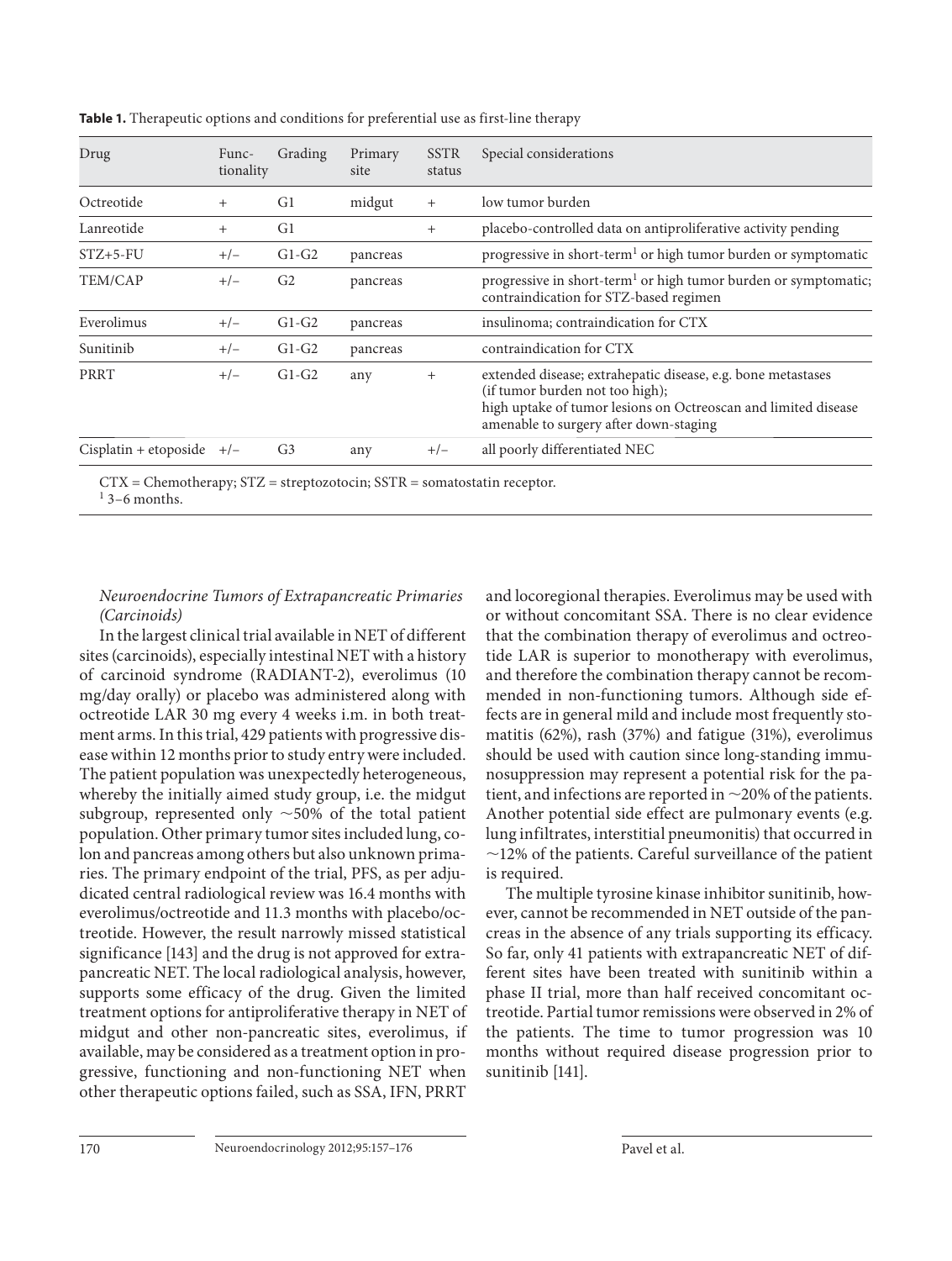**Table 1.** Therapeutic options and conditions for preferential use as first-line therapy

| Drug | Functionality | Grading | Primary site | SSTR status | Special considerations |
|---|---|---|---|---|---|
| Octreotide | + | G1 | midgut | + | low tumor burden |
| Lanreotide | + | G1 | | + | placebo-controlled data on antiproliferative activity pending |
| STZ+5-FU | +/– | G1-G2 | pancreas | | progressive in short-term[1] or high tumor burden or symptomatic |
| TEM/CAP | +/– | G2 | pancreas | | progressive in short-term[1] or high tumor burden or symptomatic; contraindication for STZ-based regimen |
| Everolimus | +/– | G1-G2 | pancreas | | insulinoma; contraindication for CTX |
| Sunitinib | +/– | G1-G2 | pancreas | | contraindication for CTX |
| PRRT | +/– | G1-G2 | any | + | extended disease; extrahepatic disease, e.g. bone metastases (if tumor burden not too high); high uptake of tumor lesions on Octreoscan and limited disease amenable to surgery after down-staging |
| Cisplatin + etoposide | +/– | G3 | any | +/– | all poorly differentiated NEC |

CTX = Chemotherapy; STZ = streptozotocin; SSTR = somatostatin receptor.
[1] 3–6 months.

*Neuroendocrine Tumors of Extrapancreatic Primaries (Carcinoids)*

In the largest clinical trial available in NET of different sites (carcinoids), especially intestinal NET with a history of carcinoid syndrome (RADIANT-2), everolimus (10 mg/day orally) or placebo was administered along with octreotide LAR 30 mg every 4 weeks i.m. in both treatment arms. In this trial, 429 patients with progressive disease within 12 months prior to study entry were included. The patient population was unexpectedly heterogeneous, whereby the initially aimed study group, i.e. the midgut subgroup, represented only ~50% of the total patient population. Other primary tumor sites included lung, colon and pancreas among others but also unknown primaries. The primary endpoint of the trial, PFS, as per adjudicated central radiological review was 16.4 months with everolimus/octreotide and 11.3 months with placebo/octreotide. However, the result narrowly missed statistical significance [143] and the drug is not approved for extrapancreatic NET. The local radiological analysis, however, supports some efficacy of the drug. Given the limited treatment options for antiproliferative therapy in NET of midgut and other non-pancreatic sites, everolimus, if available, may be considered as a treatment option in progressive, functioning and non-functioning NET when other therapeutic options failed, such as SSA, IFN, PRRT and locoregional therapies. Everolimus may be used with or without concomitant SSA. There is no clear evidence that the combination therapy of everolimus and octreotide LAR is superior to monotherapy with everolimus, and therefore the combination therapy cannot be recommended in non-functioning tumors. Although side effects are in general mild and include most frequently stomatitis (62%), rash (37%) and fatigue (31%), everolimus should be used with caution since long-standing immunosuppression may represent a potential risk for the patient, and infections are reported in ~20% of the patients. Another potential side effect are pulmonary events (e.g. lung infiltrates, interstitial pneumonitis) that occurred in ~12% of the patients. Careful surveillance of the patient is required.

The multiple tyrosine kinase inhibitor sunitinib, however, cannot be recommended in NET outside of the pancreas in the absence of any trials supporting its efficacy. So far, only 41 patients with extrapancreatic NET of different sites have been treated with sunitinib within a phase II trial, more than half received concomitant octreotide. Partial tumor remissions were observed in 2% of the patients. The time to tumor progression was 10 months without required disease progression prior to sunitinib [141].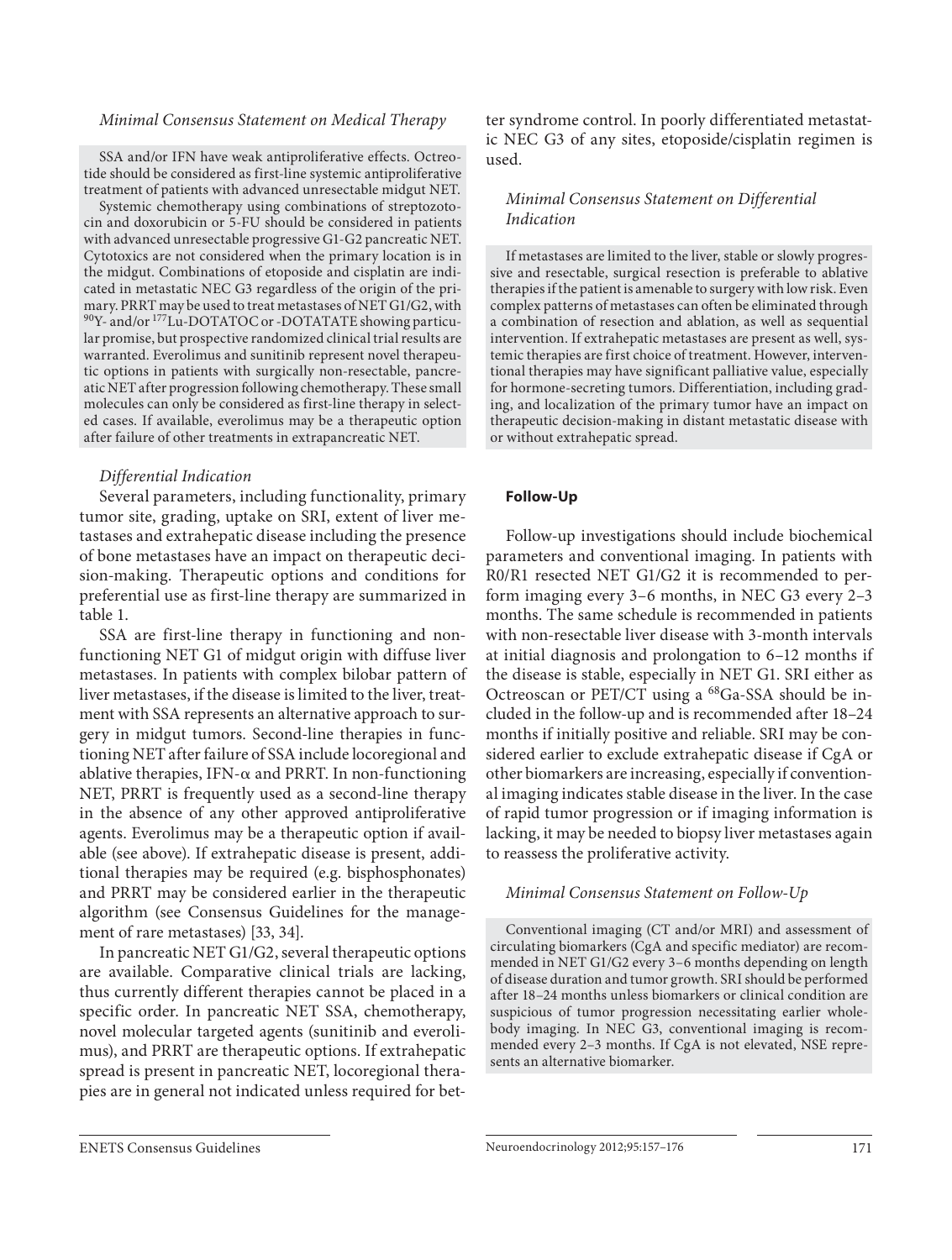*Minimal Consensus Statement on Medical Therapy*

SSA and/or IFN have weak antiproliferative effects. Octreotide should be considered as first-line systemic antiproliferative treatment of patients with advanced unresectable midgut NET.

Systemic chemotherapy using combinations of streptozotocin and doxorubicin or 5-FU should be considered in patients with advanced unresectable progressive G1-G2 pancreatic NET. Cytotoxics are not considered when the primary location is in the midgut. Combinations of etoposide and cisplatin are indicated in metastatic NEC G3 regardless of the origin of the primary. PRRT may be used to treat metastases of NET G1/G2, with $^{90}$Y- and/or $^{177}$Lu-DOTATOC or -DOTATATE showing particular promise, but prospective randomized clinical trial results are warranted. Everolimus and sunitinib represent novel therapeutic options in patients with surgically non-resectable, pancreatic NET after progression following chemotherapy. These small molecules can only be considered as first-line therapy in selected cases. If available, everolimus may be a therapeutic option after failure of other treatments in extrapancreatic NET.

*Differential Indication*

Several parameters, including functionality, primary tumor site, grading, uptake on SRI, extent of liver metastases and extrahepatic disease including the presence of bone metastases have an impact on therapeutic decision-making. Therapeutic options and conditions for preferential use as first-line therapy are summarized in table 1.

SSA are first-line therapy in functioning and non-functioning NET G1 of midgut origin with diffuse liver metastases. In patients with complex bilobar pattern of liver metastases, if the disease is limited to the liver, treatment with SSA represents an alternative approach to surgery in midgut tumors. Second-line therapies in functioning NET after failure of SSA include locoregional and ablative therapies, IFN-α and PRRT. In non-functioning NET, PRRT is frequently used as a second-line therapy in the absence of any other approved antiproliferative agents. Everolimus may be a therapeutic option if available (see above). If extrahepatic disease is present, additional therapies may be required (e.g. bisphosphonates) and PRRT may be considered earlier in the therapeutic algorithm (see Consensus Guidelines for the management of rare metastases) [33, 34].

In pancreatic NET G1/G2, several therapeutic options are available. Comparative clinical trials are lacking, thus currently different therapies cannot be placed in a specific order. In pancreatic NET SSA, chemotherapy, novel molecular targeted agents (sunitinib and everolimus), and PRRT are therapeutic options. If extrahepatic spread is present in pancreatic NET, locoregional therapies are in general not indicated unless required for better syndrome control. In poorly differentiated metastatic NEC G3 of any sites, etoposide/cisplatin regimen is used.

*Minimal Consensus Statement on Differential Indication*

If metastases are limited to the liver, stable or slowly progressive and resectable, surgical resection is preferable to ablative therapies if the patient is amenable to surgery with low risk. Even complex patterns of metastases can often be eliminated through a combination of resection and ablation, as well as sequential intervention. If extrahepatic metastases are present as well, systemic therapies are first choice of treatment. However, interventional therapies may have significant palliative value, especially for hormone-secreting tumors. Differentiation, including grading, and localization of the primary tumor have an impact on therapeutic decision-making in distant metastatic disease with or without extrahepatic spread.

**Follow-Up**

Follow-up investigations should include biochemical parameters and conventional imaging. In patients with R0/R1 resected NET G1/G2 it is recommended to perform imaging every 3–6 months, in NEC G3 every 2–3 months. The same schedule is recommended in patients with non-resectable liver disease with 3-month intervals at initial diagnosis and prolongation to 6–12 months if the disease is stable, especially in NET G1. SRI either as Octreoscan or PET/CT using a $^{68}$Ga-SSA should be included in the follow-up and is recommended after 18–24 months if initially positive and reliable. SRI may be considered earlier to exclude extrahepatic disease if CgA or other biomarkers are increasing, especially if conventional imaging indicates stable disease in the liver. In the case of rapid tumor progression or if imaging information is lacking, it may be needed to biopsy liver metastases again to reassess the proliferative activity.

*Minimal Consensus Statement on Follow-Up*

Conventional imaging (CT and/or MRI) and assessment of circulating biomarkers (CgA and specific mediator) are recommended in NET G1/G2 every 3–6 months depending on length of disease duration and tumor growth. SRI should be performed after 18–24 months unless biomarkers or clinical condition are suspicious of tumor progression necessitating earlier whole-body imaging. In NEC G3, conventional imaging is recommended every 2–3 months. If CgA is not elevated, NSE represents an alternative biomarker.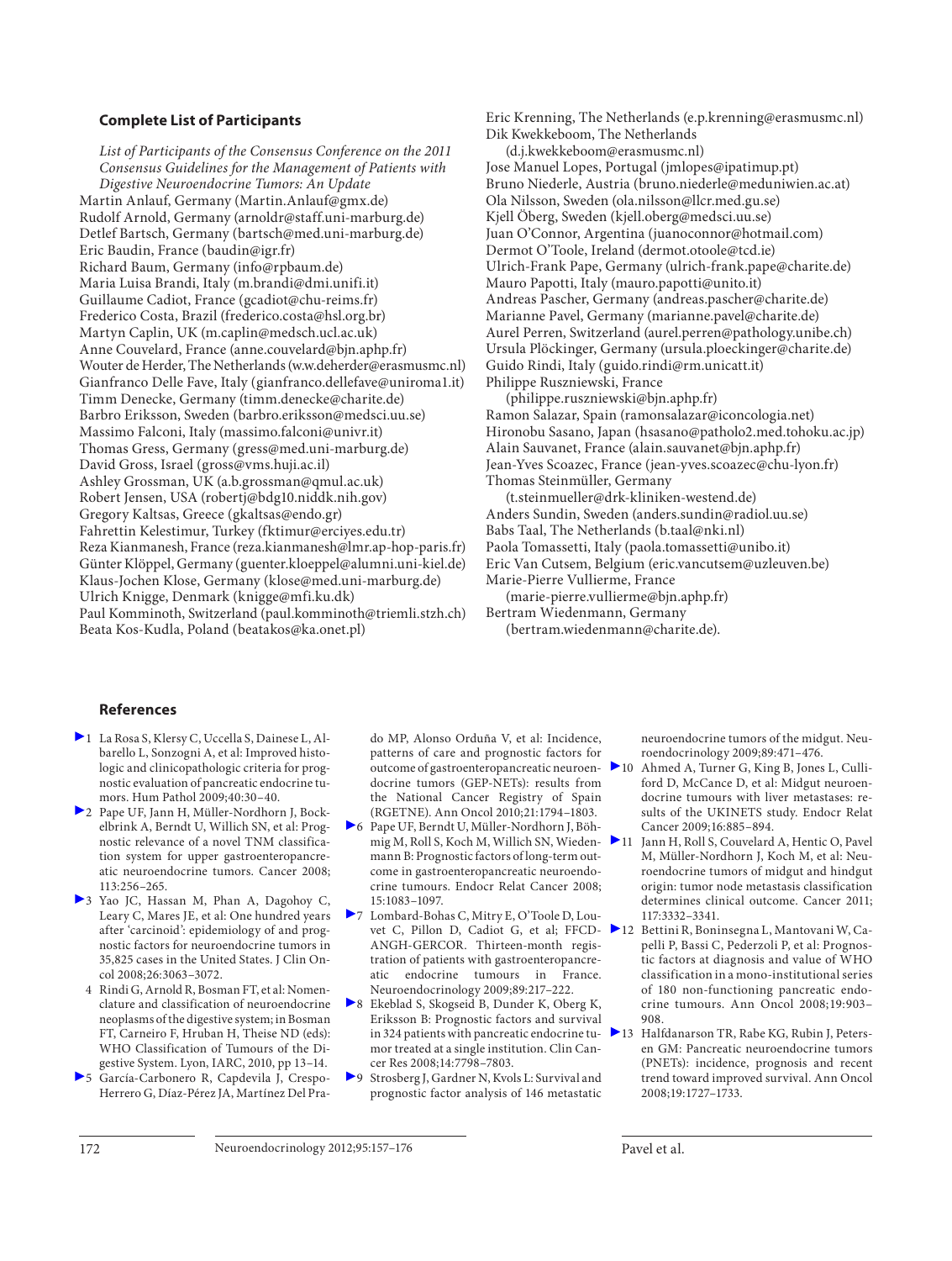### Complete List of Participants

*List of Participants of the Consensus Conference on the 2011 Consensus Guidelines for the Management of Patients with Digestive Neuroendocrine Tumors: An Update*

Martin Anlauf, Germany (Martin.Anlauf@gmx.de)
Rudolf Arnold, Germany (arnoldr@staff.uni-marburg.de)
Detlef Bartsch, Germany (bartsch@med.uni-marburg.de)
Eric Baudin, France (baudin@igr.fr)
Richard Baum, Germany (info@rpbaum.de)
Maria Luisa Brandi, Italy (m.brandi@dmi.unifi.it)
Guillaume Cadiot, France (gcadiot@chu-reims.fr)
Frederico Costa, Brazil (frederico.costa@hsl.org.br)
Martyn Caplin, UK (m.caplin@medsch.ucl.ac.uk)
Anne Couvelard, France (anne.couvelard@bjn.aphp.fr)
Wouter de Herder, The Netherlands (w.w.deherder@erasmusmc.nl)
Gianfranco Delle Fave, Italy (gianfranco.dellefave@uniroma1.it)
Timm Denecke, Germany (timm.denecke@charite.de)
Barbro Eriksson, Sweden (barbro.eriksson@medsci.uu.se)
Massimo Falconi, Italy (massimo.falconi@univr.it)
Thomas Gress, Germany (gress@med.uni-marburg.de)
David Gross, Israel (gross@vms.huji.ac.il)
Ashley Grossman, UK (a.b.grossman@qmul.ac.uk)
Robert Jensen, USA (robertj@bdg10.niddk.nih.gov)
Gregory Kaltsas, Greece (gkaltsas@endo.gr)
Fahrettin Kelestimur, Turkey (fktimur@erciyes.edu.tr)
Reza Kianmanesh, France (reza.kianmanesh@lmr.ap-hop-paris.fr)
Günter Klöppel, Germany (guenter.kloeppel@alumni.uni-kiel.de)
Klaus-Jochen Klose, Germany (klose@med.uni-marburg.de)
Ulrich Knigge, Denmark (knigge@mfi.ku.dk)
Paul Komminoth, Switzerland (paul.komminoth@triemli.stzh.ch)
Beata Kos-Kudla, Poland (beatakos@ka.onet.pl)
Eric Krenning, The Netherlands (e.p.krenning@erasmusmc.nl)
Dik Kwekkeboom, The Netherlands (d.j.kwekkeboom@erasmusmc.nl)
Jose Manuel Lopes, Portugal (jmlopes@ipatimup.pt)
Bruno Niederle, Austria (bruno.niederle@meduniwien.ac.at)
Ola Nilsson, Sweden (ola.nilsson@llcr.med.gu.se)
Kjell Öberg, Sweden (kjell.oberg@medsci.uu.se)
Juan O'Connor, Argentina (juanoconnor@hotmail.com)
Dermot O'Toole, Ireland (dermot.otoole@tcd.ie)
Ulrich-Frank Pape, Germany (ulrich-frank.pape@charite.de)
Mauro Papotti, Italy (mauro.papotti@unito.it)
Andreas Pascher, Germany (andreas.pascher@charite.de)
Marianne Pavel, Germany (marianne.pavel@charite.de)
Aurel Perren, Switzerland (aurel.perren@pathology.unibe.ch)
Ursula Plöckinger, Germany (ursula.ploeckinger@charite.de)
Guido Rindi, Italy (guido.rindi@rm.unicatt.it)
Philippe Ruszniewski, France (philippe.ruszniewski@bjn.aphp.fr)
Ramon Salazar, Spain (ramonsalazar@iconcologia.net)
Hironobu Sasano, Japan (hsasano@patholo2.med.tohoku.ac.jp)
Alain Sauvanet, France (alain.sauvanet@bjn.aphp.fr)
Jean-Yves Scoazec, France (jean-yves.scoazec@chu-lyon.fr)
Thomas Steinmüller, Germany (t.steinmueller@drk-kliniken-westend.de)
Anders Sundin, Sweden (anders.sundin@radiol.uu.se)
Babs Taal, The Netherlands (b.taal@nki.nl)
Paola Tomassetti, Italy (paola.tomassetti@unibo.it)
Eric Van Cutsem, Belgium (eric.vancutsem@uzleuven.be)
Marie-Pierre Vullierme, France (marie-pierre.vullierme@bjn.aphp.fr)
Bertram Wiedenmann, Germany (bertram.wiedenmann@charite.de).

### References

1. La Rosa S, Klersy C, Uccella S, Dainese L, Albarello L, Sonzogni A, et al: Improved histologic and clinicopathologic criteria for prognostic evaluation of pancreatic endocrine tumors. Hum Pathol 2009;40:30–40.
2. Pape UF, Jann H, Müller-Nordhorn J, Bockelbrink A, Berndt U, Willich SN, et al: Prognostic relevance of a novel TNM classification system for upper gastroenteropancreatic neuroendocrine tumors. Cancer 2008; 113:256–265.
3. Yao JC, Hassan M, Phan A, Dagohoy C, Leary C, Mares JE, et al: One hundred years after 'carcinoid': epidemiology of and prognostic factors for neuroendocrine tumors in 35,825 cases in the United States. J Clin Oncol 2008;26:3063–3072.
4. Rindi G, Arnold R, Bosman FT, et al: Nomenclature and classification of neuroendocrine neoplasms of the digestive system; in Bosman FT, Carneiro F, Hruban H, Theise ND (eds): WHO Classification of Tumours of the Digestive System. Lyon, IARC, 2010, pp 13–14.
5. García-Carbonero R, Capdevila J, Crespo-Herrero G, Díaz-Pérez JA, Martínez Del Prado MP, Alonso Orduña V, et al: Incidence, patterns of care and prognostic factors for outcome of gastroenteropancreatic neuroendocrine tumors (GEP-NETs): results from the National Cancer Registry of Spain (RGETNE). Ann Oncol 2010;21:1794–1803.
6. Pape UF, Berndt U, Müller-Nordhorn J, Böhmig M, Roll S, Koch M, Willich SN, Wiedenmann B: Prognostic factors of long-term outcome in gastroenteropancreatic neuroendocrine tumours. Endocr Relat Cancer 2008; 15:1083–1097.
7. Lombard-Bohas C, Mitry E, O'Toole D, Louvet C, Pillon D, Cadiot G, et al; FFCD-ANGH-GERCOR. Thirteen-month registration of patients with gastroenteropancreatic endocrine tumours in France. Neuroendocrinology 2009;89:217–222.
8. Ekeblad S, Skogseid B, Dunder K, Oberg K, Eriksson B: Prognostic factors and survival in 324 patients with pancreatic endocrine tumor treated at a single institution. Clin Cancer Res 2008;14:7798–7803.
9. Strosberg J, Gardner N, Kvols L: Survival and prognostic factor analysis of 146 metastatic neuroendocrine tumors of the midgut. Neuroendocrinology 2009;89:471–476.
10. Ahmed A, Turner G, King B, Jones L, Culliford D, McCance D, et al: Midgut neuroendocrine tumours with liver metastases: results of the UKINETS study. Endocr Relat Cancer 2009;16:885–894.
11. Jann H, Roll S, Couvelard A, Hentic O, Pavel M, Müller-Nordhorn J, Koch M, et al: Neuroendocrine tumors of midgut and hindgut origin: tumor node metastasis classification determines clinical outcome. Cancer 2011; 117:3332–3341.
12. Bettini R, Boninsegna L, Mantovani W, Capelli P, Bassi C, Pederzoli P, et al: Prognostic factors at diagnosis and value of WHO classification in a mono-institutional series of 180 non-functioning pancreatic endocrine tumours. Ann Oncol 2008;19:903–908.
13. Halfdanarson TR, Rabe KG, Rubin J, Petersen GM: Pancreatic neuroendocrine tumors (PNETs): incidence, prognosis and recent trend toward improved survival. Ann Oncol 2008;19:1727–1733.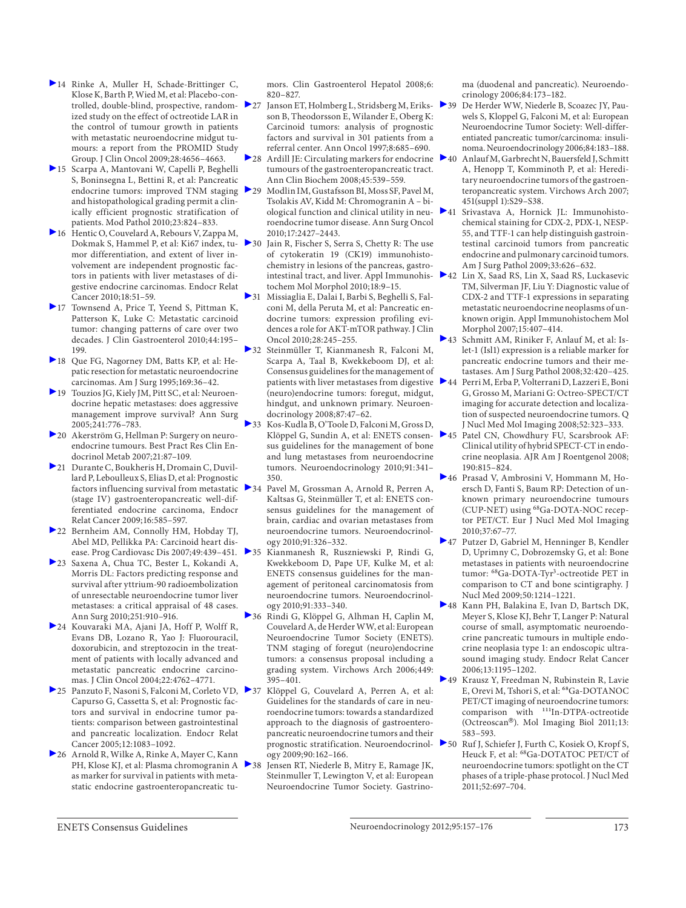14 Rinke A, Muller H, Schade-Brittinger C, Klose K, Barth P, Wied M, et al: Placebo-controlled, double-blind, prospective, randomized study on the effect of octreotide LAR in the control of tumour growth in patients with metastatic neuroendocrine midgut tumors: a report from the PROMID Study Group. J Clin Oncol 2009;28:4656–4663.

15 Scarpa A, Mantovani W, Capelli P, Beghelli S, Boninsegna L, Bettini R, et al: Pancreatic endocrine tumors: improved TNM staging and histopathological grading permit a clinically efficient prognostic stratification of patients. Mod Pathol 2010;23:824–833.

16 Hentic O, Couvelard A, Rebours V, Zappa M, Dokmak S, Hammel P, et al: Ki67 index, tumor differentiation, and extent of liver involvement are independent prognostic factors in patients with liver metastases of digestive endocrine carcinomas. Endocr Relat Cancer 2010;18:51–59.

17 Townsend A, Price T, Yeend S, Pittman K, Patterson K, Luke C: Metastatic carcinoid tumor: changing patterns of care over two decades. J Clin Gastroenterol 2010;44:195–199.

18 Que FG, Nagorney DM, Batts KP, et al: Hepatic resection for metastatic neuroendocrine carcinomas. Am J Surg 1995;169:36–42.

19 Touzios JG, Kiely JM, Pitt SC, et al: Neuroendocrine hepatic metastases: does aggressive management improve survival? Ann Surg 2005;241:776–783.

20 Akerström G, Hellman P: Surgery on neuroendocrine tumours. Best Pract Res Clin Endocrinol Metab 2007;21:87–109.

21 Durante C, Boukheris H, Dromain C, Duvillard P, Leboulleux S, Elias D, et al: Prognostic factors influencing survival from metastatic (stage IV) gastroenteropancreatic well-differentiated endocrine carcinoma, Endocr Relat Cancer 2009;16:585–597.

22 Bernheim AM, Connolly HM, Hobday TJ, Abel MD, Pellikka PA: Carcinoid heart disease. Prog Cardiovasc Dis 2007;49:439–451.

23 Saxena A, Chua TC, Bester L, Kokandi A, Morris DL: Factors predicting response and survival after yttrium-90 radioembolization of unresectable neuroendocrine tumor liver metastases: a critical appraisal of 48 cases. Ann Surg 2010;251:910–916.

24 Kouvaraki MA, Ajani JA, Hoff P, Wolff R, Evans DB, Lozano R, Yao J: Fluorouracil, doxorubicin, and streptozocin in the treatment of patients with locally advanced and metastatic pancreatic endocrine carcinomas. J Clin Oncol 2004;22:4762–4771.

25 Panzuto F, Nasoni S, Falconi M, Corleto VD, Capurso G, Cassetta S, et al: Prognostic factors and survival in endocrine tumor patients: comparison between gastrointestinal and pancreatic localization. Endocr Relat Cancer 2005;12:1083–1092.

26 Arnold R, Wilke A, Rinke A, Mayer C, Kann PH, Klose KJ, et al: Plasma chromogranin A as marker for survival in patients with metastatic endocrine gastroenteropancreatic tumors. Clin Gastroenterol Hepatol 2008;6:820–827.

27 Janson ET, Holmberg L, Stridsberg M, Eriksson B, Theodorsson E, Wilander E, Oberg K: Carcinoid tumors: analysis of prognostic factors and survival in 301 patients from a referral center. Ann Oncol 1997;8:685–690.

28 Ardill JE: Circulating markers for endocrine tumours of the gastroenteropancreatic tract. Ann Clin Biochem 2008;45:539–559.

29 Modlin IM, Gustafsson BI, Moss SF, Pavel M, Tsolakis AV, Kidd M: Chromogranin A – biological function and clinical utility in neuroendocrine tumor disease. Ann Surg Oncol 2010;17:2427–2443.

30 Jain R, Fischer S, Serra S, Chetty R: The use of cytokeratin 19 (CK19) immunohistochemistry in lesions of the pancreas, gastrointestinal tract, and liver. Appl Immunohistochem Mol Morphol 2010;18:9–15.

31 Missiaglia E, Dalai I, Barbi S, Beghelli S, Falconi M, della Peruta M, et al: Pancreatic endocrine tumors: expression profiling evidences a role for AKT-mTOR pathway. J Clin Oncol 2010;28:245–255.

32 Steinmüller T, Kianmanesh R, Falconi M, Scarpa A, Taal B, Kwekkeboom DJ, et al: Consensus guidelines for the management of patients with liver metastases from digestive (neuro)endocrine tumors: foregut, midgut, hindgut, and unknown primary. Neuroendocrinology 2008;87:47–62.

33 Kos-Kudla B, O'Toole D, Falconi M, Gross D, Klöppel G, Sundin A, et al: ENETS consensus guidelines for the management of bone and lung metastases from neuroendocrine tumors. Neuroendocrinology 2010;91:341–350.

34 Pavel M, Grossman A, Arnold R, Perren A, Kaltsas G, Steinmüller T, et al: ENETS consensus guidelines for the management of brain, cardiac and ovarian metastases from neuroendocrine tumors. Neuroendocrinology 2010;91:326–332.

35 Kianmanesh R, Ruszniewski P, Rindi G, Kwekkeboom D, Pape UF, Kulke M, et al: ENETS consensus guidelines for the management of peritoneal carcinomatosis from neuroendocrine tumors. Neuroendocrinology 2010;91:333–340.

36 Rindi G, Klöppel G, Alhman H, Caplin M, Couvelard A, de Herder WW, et al: European Neuroendocrine Tumor Society (ENETS). TNM staging of foregut (neuro)endocrine tumors: a consensus proposal including a grading system. Virchows Arch 2006;449:395–401.

37 Klöppel G, Couvelard A, Perren A, et al: Guidelines for the standards of care in neuroendocrine tumors: towards a standardized approach to the diagnosis of gastroenteropancreatic neuroendocrine tumors and their prognostic stratification. Neuroendocrinology 2009;90:162–166.

38 Jensen RT, Niederle B, Mitry E, Ramage JK, Steinmuller T, Lewington V, et al: European Neuroendocrine Tumor Society. Gastrinoma (duodenal and pancreatic). Neuroendocrinology 2006;84:173–182.

39 De Herder WW, Niederle B, Scoazec JY, Pauwels S, Kloppel G, Falconi M, et al: European Neuroendocrine Tumor Society: Well-differentiated pancreatic tumor/carcinoma: insulinoma. Neuroendocrinology 2006;84:183–188.

40 Anlauf M, Garbrecht N, Bauersfeld J, Schmitt A, Henopp T, Komminoth P, et al: Hereditary neuroendocrine tumors of the gastroenteropancreatic system. Virchows Arch 2007;451(suppl 1):S29–S38.

41 Srivastava A, Hornick JL: Immunohistochemical staining for CDX-2, PDX-1, NESP-55, and TTF-1 can help distinguish gastrointestinal carcinoid tumors from pancreatic endocrine and pulmonary carcinoid tumors. Am J Surg Pathol 2009;33:626–632.

42 Lin X, Saad RS, Lin X, Saad RS, Luckasevic TM, Silverman JF, Liu Y: Diagnostic value of CDX-2 and TTF-1 expressions in separating metastatic neuroendocrine neoplasms of unknown origin. Appl Immunohistochem Mol Morphol 2007;15:407–414.

43 Schmitt AM, Riniker F, Anlauf M, et al: Islet-1 (Isl1) expression is a reliable marker for pancreatic endocrine tumors and their metastases. Am J Surg Pathol 2008;32:420–425.

44 Perri M, Erba P, Volterrani D, Lazzeri E, Boni G, Grosso M, Mariani G: Octreo-SPECT/CT imaging for accurate detection and localization of suspected neuroendocrine tumors. Q J Nucl Med Mol Imaging 2008;52:323–333.

45 Patel CN, Chowdhury FU, Scarsbrook AF: Clinical utility of hybrid SPECT-CT in endocrine neoplasia. AJR Am J Roentgenol 2008;190:815–824.

46 Prasad V, Ambrosini V, Hommann M, Hoersch D, Fanti S, Baum RP: Detection of unknown primary neuroendocrine tumours (CUP-NET) using $^{68}$Ga-DOTA-NOC receptor PET/CT. Eur J Nucl Med Mol Imaging 2010;37:67–77.

47 Putzer D, Gabriel M, Henninger B, Kendler D, Uprimny C, Dobrozemsky G, et al: Bone metastases in patients with neuroendocrine tumor: $^{68}$Ga-DOTA-Tyr$^{3}$-octreotide PET in comparison to CT and bone scintigraphy. J Nucl Med 2009;50:1214–1221.

48 Kann PH, Balakina E, Ivan D, Bartsch DK, Meyer S, Klose KJ, Behr T, Langer P: Natural course of small, asymptomatic neuroendocrine pancreatic tumours in multiple endocrine neoplasia type 1: an endoscopic ultrasound imaging study. Endocr Relat Cancer 2006;13:1195–1202.

49 Krausz Y, Freedman N, Rubinstein R, Lavie E, Orevi M, Tshori S, et al: $^{68}$Ga-DOTANOC PET/CT imaging of neuroendocrine tumors: comparison with $^{111}$In-DTPA-octreotide (Octreoscan®). Mol Imaging Biol 2011;13:583–593.

50 Ruf J, Schiefer J, Furth C, Kosiek O, Kropf S, Heuck F, et al: $^{68}$Ga-DOTATOC PET/CT of neuroendocrine tumors: spotlight on the CT phases of a triple-phase protocol. J Nucl Med 2011;52:697–704.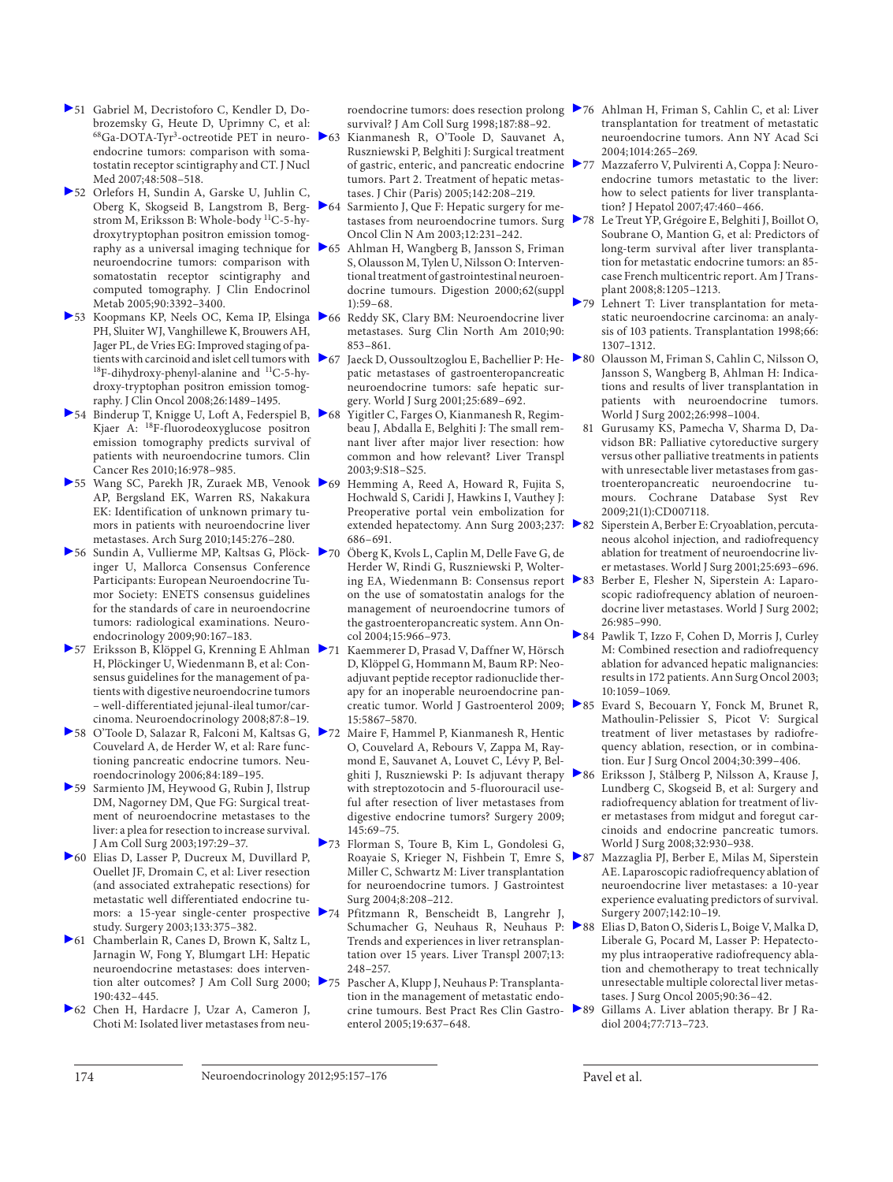51 Gabriel M, Decristoforo C, Kendler D, Dobrozemsky G, Heute D, Uprimny C, et al: $^{68}$Ga-DOTA-Tyr$^{3}$-octreotide PET in neuroendocrine tumors: comparison with somatostatin receptor scintigraphy and CT. J Nucl Med 2007;48:508–518.

52 Orlefors H, Sundin A, Garske U, Juhlin C, Oberg K, Skogseid B, Langstrom B, Bergstrom M, Eriksson B: Whole-body $^{11}$C-5-hydroxytryptophan positron emission tomography as a universal imaging technique for neuroendocrine tumors: comparison with somatostatin receptor scintigraphy and computed tomography. J Clin Endocrinol Metab 2005;90:3392–3400.

53 Koopmans KP, Neels OC, Kema IP, Elsinga PH, Sluiter WJ, Vanghillewe K, Brouwers AH, Jager PL, de Vries EG: Improved staging of patients with carcinoid and islet cell tumors with $^{18}$F-dihydroxy-phenyl-alanine and $^{11}$C-5-hydroxy-tryptophan positron emission tomography. J Clin Oncol 2008;26:1489–1495.

54 Binderup T, Knigge U, Loft A, Federspiel B, Kjaer A: $^{18}$F-fluorodeoxyglucose positron emission tomography predicts survival of patients with neuroendocrine tumors. Clin Cancer Res 2010;16:978–985.

55 Wang SC, Parekh JR, Zuraek MB, Venook AP, Bergsland EK, Warren RS, Nakakura EK: Identification of unknown primary tumors in patients with neuroendocrine liver metastases. Arch Surg 2010;145:276–280.

56 Sundin A, Vullierme MP, Kaltsas G, Plöckinger U, Mallorca Consensus Conference Participants: European Neuroendocrine Tumor Society: ENETS consensus guidelines for the standards of care in neuroendocrine tumors: radiological examinations. Neuroendocrinology 2009;90:167–183.

57 Eriksson B, Klöppel G, Krenning E Ahlman H, Plöckinger U, Wiedenmann B, et al: Consensus guidelines for the management of patients with digestive neuroendocrine tumors – well-differentiated jejunal-ileal tumor/carcinoma. Neuroendocrinology 2008;87:8–19.

58 O'Toole D, Salazar R, Falconi M, Kaltsas G, Couvelard A, de Herder W, et al: Rare functioning pancreatic endocrine tumors. Neuroendocrinology 2006;84:189–195.

59 Sarmiento JM, Heywood G, Rubin J, Ilstrup DM, Nagorney DM, Que FG: Surgical treatment of neuroendocrine metastases to the liver: a plea for resection to increase survival. J Am Coll Surg 2003;197:29–37.

60 Elias D, Lasser P, Ducreux M, Duvillard P, Ouellet JF, Dromain C, et al: Liver resection (and associated extrahepatic resections) for metastatic well differentiated endocrine tumors: a 15-year single-center prospective study. Surgery 2003;133:375–382.

61 Chamberlain R, Canes D, Brown K, Saltz L, Jarnagin W, Fong Y, Blumgart LH: Hepatic neuroendocrine metastases: does intervention alter outcomes? J Am Coll Surg 2000;190:432–445.

62 Chen H, Hardacre J, Uzar A, Cameron J, Choti M: Isolated liver metastases from neuroendocrine tumors: does resection prolong survival? J Am Coll Surg 1998;187:88–92.

63 Kianmanesh R, O'Toole D, Sauvanet A, Ruszniewski P, Belghiti J: Surgical treatment of gastric, enteric, and pancreatic endocrine tumors. Part 2. Treatment of hepatic metastases. J Chir (Paris) 2005;142:208–219.

64 Sarmiento J, Que F: Hepatic surgery for metastases from neuroendocrine tumors. Surg Oncol Clin N Am 2003;12:231–242.

65 Ahlman H, Wangberg B, Jansson S, Friman S, Olausson M, Tylen U, Nilsson O: Interventional treatment of gastrointestinal neuroendocrine tumours. Digestion 2000;62(suppl 1):59–68.

66 Reddy SK, Clary BM: Neuroendocrine liver metastases. Surg Clin North Am 2010;90:853–861.

67 Jaeck D, Oussoultzoglou E, Bachellier P: Hepatic metastases of gastroenteropancreatic neuroendocrine tumors: safe hepatic surgery. World J Surg 2001;25:689–692.

68 Yigitler C, Farges O, Kianmanesh R, Regimbeau J, Abdalla E, Belghiti J: The small remnant liver after major liver resection: how common and how relevant? Liver Transpl 2003;9:S18–S25.

69 Hemming A, Reed A, Howard R, Fujita S, Hochwald S, Caridi J, Hawkins I, Vauthey J: Preoperative portal vein embolization for extended hepatectomy. Ann Surg 2003;237:686–691.

70 Öberg K, Kvols L, Caplin M, Delle Fave G, de Herder W, Rindi G, Ruszniewski P, Woltering EA, Wiedenmann B: Consensus report on the use of somatostatin analogs for the management of neuroendocrine tumors of the gastroenteropancreatic system. Ann Oncol 2004;15:966–973.

71 Kaemmerer D, Prasad V, Daffner W, Hörsch D, Klöppel G, Hommann M, Baum RP: Neoadjuvant peptide receptor radionuclide therapy for an inoperable neuroendocrine pancreatic tumor. World J Gastroenterol 2009;15:5867–5870.

72 Maire F, Hammel P, Kianmanesh R, Hentic O, Couvelard A, Rebours V, Zappa M, Raymond E, Sauvanet A, Louvet C, Lévy P, Belghiti J, Ruszniewski P: Is adjuvant therapy with streptozotocin and 5-fluorouracil useful after resection of liver metastases from digestive endocrine tumors? Surgery 2009;145:69–75.

73 Florman S, Toure B, Kim L, Gondolesi G, Roayaie S, Krieger N, Fishbein T, Emre S, Miller C, Schwartz M: Liver transplantation for neuroendocrine tumors. J Gastrointest Surg 2004;8:208–212.

74 Pfitzmann R, Benscheidt B, Langrehr J, Schumacher G, Neuhaus R, Neuhaus P: Trends and experiences in liver retransplantation over 15 years. Liver Transpl 2007;13:248–257.

75 Pascher A, Klupp J, Neuhaus P: Transplantation in the management of metastatic endocrine tumours. Best Pract Res Clin Gastroenterol 2005;19:637–648.

76 Ahlman H, Friman S, Cahlin C, et al: Liver transplantation for treatment of metastatic neuroendocrine tumors. Ann NY Acad Sci 2004;1014:265–269.

77 Mazzaferro V, Pulvirenti A, Coppa J: Neuroendocrine tumors metastatic to the liver: how to select patients for liver transplantation? J Hepatol 2007;47:460–466.

78 Le Treut YP, Grégoire E, Belghiti J, Boillot O, Soubrane O, Mantion G, et al: Predictors of long-term survival after liver transplantation for metastatic endocrine tumors: an 85-case French multicentric report. Am J Transplant 2008;8:1205–1213.

79 Lehnert T: Liver transplantation for metastatic neuroendocrine carcinoma: an analysis of 103 patients. Transplantation 1998;66:1307–1312.

80 Olausson M, Friman S, Cahlin C, Nilsson O, Jansson S, Wangberg B, Ahlman H: Indications and results of liver transplantation in patients with neuroendocrine tumors. World J Surg 2002;26:998–1004.

81 Gurusamy KS, Pamecha V, Sharma D, Davidson BR: Palliative cytoreductive surgery versus other palliative treatments in patients with unresectable liver metastases from gastroenteropancreatic neuroendocrine tumours. Cochrane Database Syst Rev 2009;21(1):CD007118.

82 Siperstein A, Berber E: Cryoablation, percutaneous alcohol injection, and radiofrequency ablation for treatment of neuroendocrine liver metastases. World J Surg 2001;25:693–696.

83 Berber E, Flesher N, Siperstein A: Laparoscopic radiofrequency ablation of neuroendocrine liver metastases. World J Surg 2002;26:985–990.

84 Pawlik T, Izzo F, Cohen D, Morris J, Curley M: Combined resection and radiofrequency ablation for advanced hepatic malignancies: results in 172 patients. Ann Surg Oncol 2003;10:1059–1069.

85 Evard S, Becouarn Y, Fonck M, Brunet R, Mathoulin-Pelissier S, Picot V: Surgical treatment of liver metastases by radiofrequency ablation, resection, or in combination. Eur J Surg Oncol 2004;30:399–406.

86 Eriksson J, Stålberg P, Nilsson A, Krause J, Lundberg C, Skogseid B, et al: Surgery and radiofrequency ablation for treatment of liver metastases from midgut and foregut carcinoids and endocrine pancreatic tumors. World J Surg 2008;32:930–938.

87 Mazzaglia PJ, Berber E, Milas M, Siperstein AE. Laparoscopic radiofrequency ablation of neuroendocrine liver metastases: a 10-year experience evaluating predictors of survival. Surgery 2007;142:10–19.

88 Elias D, Baton O, Sideris L, Boige V, Malka D, Liberale G, Pocard M, Lasser P: Hepatectomy plus intraoperative radiofrequency ablation and chemotherapy to treat technically unresectable multiple colorectal liver metastases. J Surg Oncol 2005;90:36–42.

89 Gillams A. Liver ablation therapy. Br J Radiol 2004;77:713–723.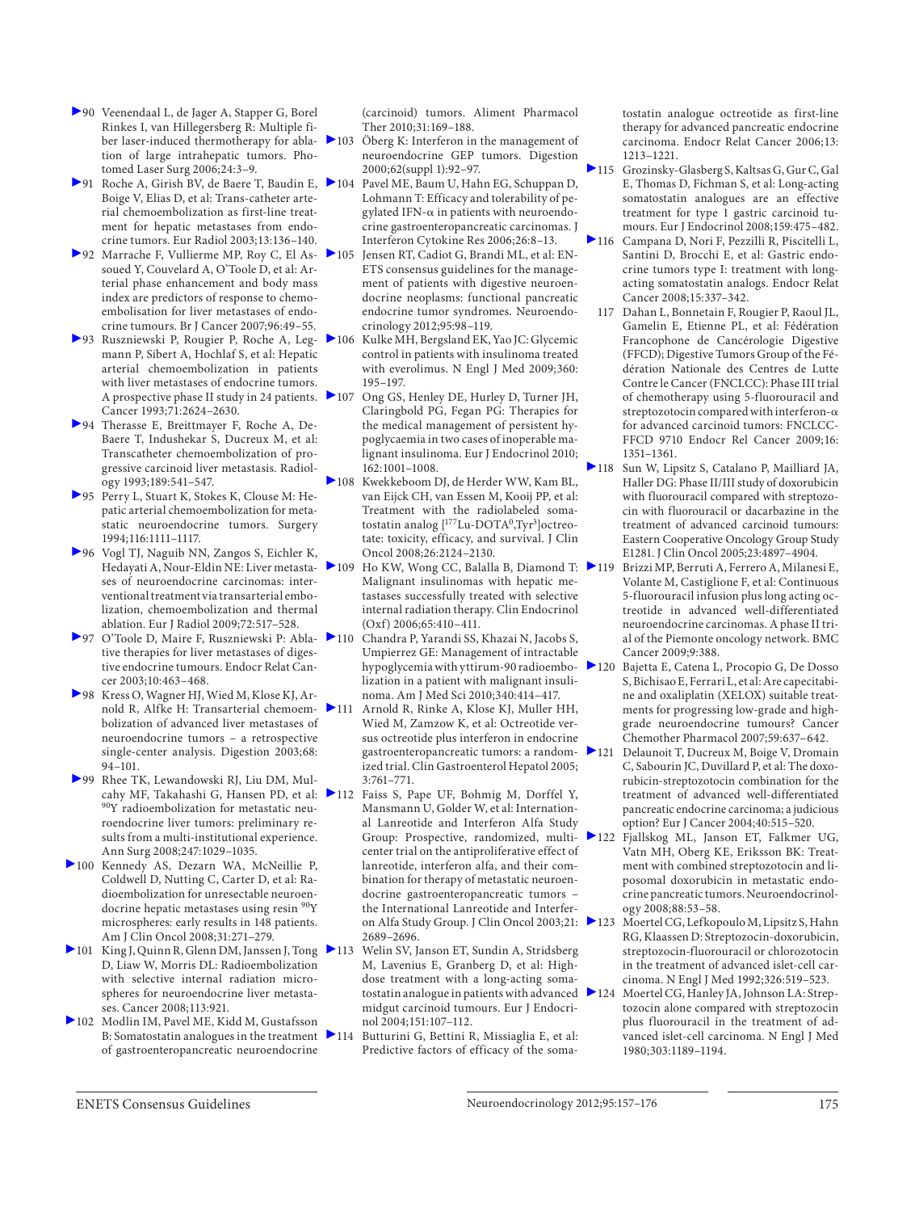90 Veenendaal L, de Jager A, Stapper G, Borel Rinkes I, van Hillegersberg R: Multiple fiber laser-induced thermotherapy for ablation of large intrahepatic tumors. Photomed Laser Surg 2006;24:3–9.

91 Roche A, Girish BV, de Baere T, Baudin E, Boige V, Elias D, et al: Trans-catheter arterial chemoembolization as first-line treatment for hepatic metastases from endocrine tumors. Eur Radiol 2003;13:136–140.

92 Marrache F, Vullierme MP, Roy C, El Assoued Y, Couvelard A, O'Toole D, et al: Arterial phase enhancement and body mass index are predictors of response to chemoembolisation for liver metastases of endocrine tumours. Br J Cancer 2007;96:49–55.

93 Ruszniewski P, Rougier P, Roche A, Legmann P, Sibert A, Hochlaf S, et al: Hepatic arterial chemoembolization in patients with liver metastases of endocrine tumors. A prospective phase II study in 24 patients. Cancer 1993;71:2624–2630.

94 Therasse E, Breittmayer F, Roche A, DeBaere T, Indushekar S, Ducreux M, et al: Transcatheter chemoembolization of progressive carcinoid liver metastasis. Radiology 1993;189:541–547.

95 Perry L, Stuart K, Stokes K, Clouse M: Hepatic arterial chemoembolization for metastatic neuroendocrine tumors. Surgery 1994;116:1111–1117.

96 Vogl TJ, Naguib NN, Zangos S, Eichler K, Hedayati A, Nour-Eldin NE: Liver metastases of neuroendocrine carcinomas: interventional treatment via transarterial embolization, chemoembolization and thermal ablation. Eur J Radiol 2009;72:517–528.

97 O'Toole D, Maire F, Ruszniewski P: Ablative therapies for liver metastases of digestive endocrine tumours. Endocr Relat Cancer 2003;10:463–468.

98 Kress O, Wagner HJ, Wied M, Klose KJ, Arnold R, Alfke H: Transarterial chemoembolization of advanced liver metastases of neuroendocrine tumors – a retrospective single-center analysis. Digestion 2003;68:94–101.

99 Rhee TK, Lewandowski RJ, Liu DM, Mulcahy MF, Takahashi G, Hansen PD, et al: $^{90}$Y radioembolization for metastatic neuroendocrine liver tumors: preliminary results from a multi-institutional experience. Ann Surg 2008;247:1029–1035.

100 Kennedy AS, Dezarn WA, McNeillie P, Coldwell D, Nutting C, Carter D, et al: Radioembolization for unresectable neuroendocrine hepatic metastases using resin $^{90}$Y microspheres: early results in 148 patients. Am J Clin Oncol 2008;31:271–279.

101 King J, Quinn R, Glenn DM, Janssen J, Tong D, Liaw W, Morris DL: Radioembolization with selective internal radiation microspheres for neuroendocrine liver metastases. Cancer 2008;113:921.

102 Modlin IM, Pavel ME, Kidd M, Gustafsson B: Somatostatin analogues in the treatment of gastroenteropancreatic neuroendocrine (carcinoid) tumors. Aliment Pharmacol Ther 2010;31:169–188.

103 Öberg K: Interferon in the management of neuroendocrine GEP tumors. Digestion 2000;62(suppl 1):92–97.

104 Pavel ME, Baum U, Hahn EG, Schuppan D, Lohmann T: Efficacy and tolerability of pegylated IFN-α in patients with neuroendocrine gastroenteropancreatic carcinomas. J Interferon Cytokine Res 2006;26:8–13.

105 Jensen RT, Cadiot G, Brandi ML, et al: ENETS consensus guidelines for the management of patients with digestive neuroendocrine neoplasms: functional pancreatic endocrine tumor syndromes. Neuroendocrinology 2012;95:98–119.

106 Kulke MH, Bergsland EK, Yao JC: Glycemic control in patients with insulinoma treated with everolimus. N Engl J Med 2009;360:195–197.

107 Ong GS, Henley DE, Hurley D, Turner JH, Claringbold PG, Fegan PG: Therapies for the medical management of persistent hypoglycaemia in two cases of inoperable malignant insulinoma. Eur J Endocrinol 2010;162:1001–1008.

108 Kwekkeboom DJ, de Herder WW, Kam BL, van Eijck CH, van Essen M, Kooij PP, et al: Treatment with the radiolabeled somatostatin analog [$^{177}$Lu-DOTA$^{0}$,Tyr$^{3}$]octreotate: toxicity, efficacy, and survival. J Clin Oncol 2008;26:2124–2130.

109 Ho KW, Wong CC, Balalla B, Diamond T: Malignant insulinomas with hepatic metastases successfully treated with selective internal radiation therapy. Clin Endocrinol (Oxf) 2006;65:410–411.

110 Chandra P, Yarandi SS, Khazai N, Jacobs S, Umpierrez GE: Management of intractable hypoglycemia with yttirum-90 radioembolization in a patient with malignant insulinoma. Am J Med Sci 2010;340:414–417.

111 Arnold R, Rinke A, Klose KJ, Muller HH, Wied M, Zamzow K, et al: Octreotide versus octreotide plus interferon in endocrine gastroenteropancreatic tumors: a randomized trial. Clin Gastroenterol Hepatol 2005;3:761–771.

112 Faiss S, Pape UF, Bohmig M, Dorffel Y, Mansmann U, Golder W, et al: International Lanreotide and Interferon Alfa Study Group: Prospective, randomized, multicenter trial on the antiproliferative effect of lanreotide, interferon alfa, and their combination for therapy of metastatic neuroendocrine gastroenteropancreatic tumors – the International Lanreotide and Interferon Alfa Study Group. J Clin Oncol 2003;21:2689–2696.

113 Welin SV, Janson ET, Sundin A, Stridsberg M, Lavenius E, Granberg D, et al: High-dose treatment with a long-acting somatostatin analogue in patients with advanced midgut carcinoid tumours. Eur J Endocrinol 2004;151:107–112.

114 Butturini G, Bettini R, Missiaglia E, et al: Predictive factors of efficacy of the somatostatin analogue octreotide as first-line therapy for advanced pancreatic endocrine carcinoma. Endocr Relat Cancer 2006;13:1213–1221.

115 Grozinsky-Glasberg S, Kaltsas G, Gur C, Gal E, Thomas D, Fichman S, et al: Long-acting somatostatin analogues are an effective treatment for type 1 gastric carcinoid tumours. Eur J Endocrinol 2008;159:475–482.

116 Campana D, Nori F, Pezzilli R, Piscitelli L, Santini D, Brocchi E, et al: Gastric endocrine tumors type I: treatment with long-acting somatostatin analogs. Endocr Relat Cancer 2008;15:337–342.

117 Dahan L, Bonnetain F, Rougier P, Raoul JL, Gamelin E, Etienne PL, et al: Fédération Francophone de Cancérologie Digestive (FFCD); Digestive Tumors Group of the Fédération Nationale des Centres de Lutte Contre le Cancer (FNCLCC): Phase III trial of chemotherapy using 5-fluorouracil and streptozotocin compared with interferon-α for advanced carcinoid tumors: FNCLCC-FFCD 9710 Endocr Rel Cancer 2009;16:1351–1361.

118 Sun W, Lipsitz S, Catalano P, Mailliard JA, Haller DG: Phase II/III study of doxorubicin with fluorouracil compared with streptozocin with fluorouracil or dacarbazine in the treatment of advanced carcinoid tumours: Eastern Cooperative Oncology Group Study E1281. J Clin Oncol 2005;23:4897–4904.

119 Brizzi MP, Berruti A, Ferrero A, Milanesi E, Volante M, Castiglione F, et al: Continuous 5-fluorouracil infusion plus long acting octreotide in advanced well-differentiated neuroendocrine carcinomas. A phase II trial of the Piemonte oncology network. BMC Cancer 2009;9:388.

120 Bajetta E, Catena L, Procopio G, De Dosso S, Bichisao E, Ferrari L, et al: Are capecitabine and oxaliplatin (XELOX) suitable treatments for progressing low-grade and high-grade neuroendocrine tumours? Cancer Chemother Pharmacol 2007;59:637–642.

121 Delaunoit T, Ducreux M, Boige V, Dromain C, Sabourin JC, Duvillard P, et al: The doxorubicin-streptozotocin combination for the treatment of advanced well-differentiated pancreatic endocrine carcinoma; a judicious option? Eur J Cancer 2004;40:515–520.

122 Fjallskog ML, Janson ET, Falkmer UG, Vatn MH, Oberg KE, Eriksson BK: Treatment with combined streptozotocin and liposomal doxorubicin in metastatic endocrine pancreatic tumors. Neuroendocrinology 2008;88:53–58.

123 Moertel CG, Lefkopoulo M, Lipsitz S, Hahn RG, Klaassen D: Streptozocin-doxorubicin, streptozocin-fluorouracil or chlorozotocin in the treatment of advanced islet-cell carcinoma. N Engl J Med 1992;326:519–523.

124 Moertel CG, Hanley JA, Johnson LA: Streptozocin alone compared with streptozocin plus fluorouracil in the treatment of advanced islet-cell carcinoma. N Engl J Med 1980;303:1189–1194.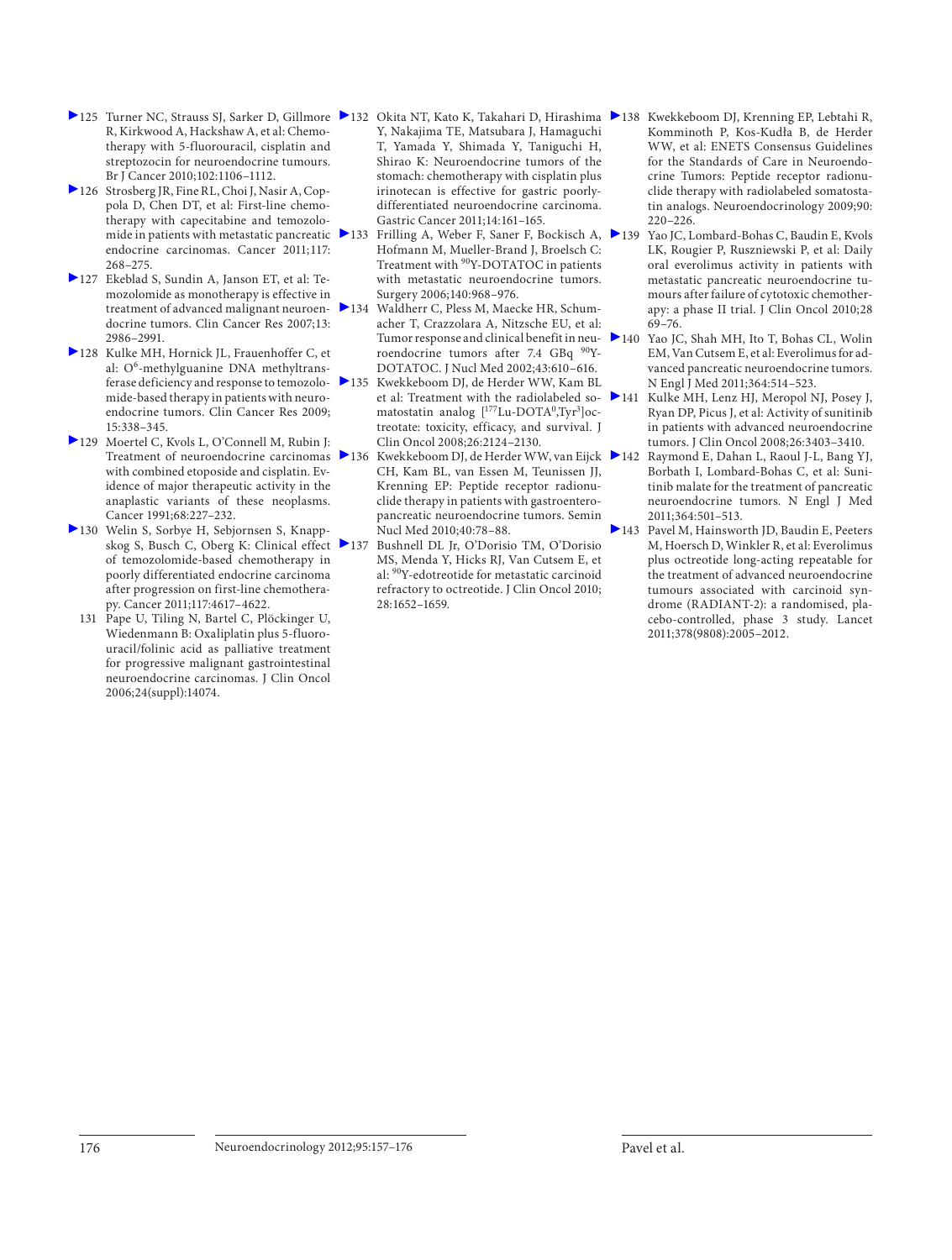125 Turner NC, Strauss SJ, Sarker D, Gillmore R, Kirkwood A, Hackshaw A, et al: Chemotherapy with 5-fluorouracil, cisplatin and streptozocin for neuroendocrine tumours. Br J Cancer 2010;102:1106–1112.

126 Strosberg JR, Fine RL, Choi J, Nasir A, Coppola D, Chen DT, et al: First-line chemotherapy with capecitabine and temozolomide in patients with metastatic pancreatic endocrine carcinomas. Cancer 2011;117:268–275.

127 Ekeblad S, Sundin A, Janson ET, et al: Temozolomide as monotherapy is effective in treatment of advanced malignant neuroendocrine tumors. Clin Cancer Res 2007;13:2986–2991.

128 Kulke MH, Hornick JL, Frauenhoffer C, et al: $O^6$-methylguanine DNA methyltransferase deficiency and response to temozolomide-based therapy in patients with neuroendocrine tumors. Clin Cancer Res 2009;15:338–345.

129 Moertel C, Kvols L, O'Connell M, Rubin J: Treatment of neuroendocrine carcinomas with combined etoposide and cisplatin. Evidence of major therapeutic activity in the anaplastic variants of these neoplasms. Cancer 1991;68:227–232.

130 Welin S, Sorbye H, Sebjornsen S, Knappskog S, Busch C, Oberg K: Clinical effect of temozolomide-based chemotherapy in poorly differentiated endocrine carcinoma after progression on first-line chemotherapy. Cancer 2011;117:4617–4622.

131 Pape U, Tiling N, Bartel C, Plöckinger U, Wiedenmann B: Oxaliplatin plus 5-fluorouracil/folinic acid as palliative treatment for progressive malignant gastrointestinal neuroendocrine carcinomas. J Clin Oncol 2006;24(suppl):14074.

132 Okita NT, Kato K, Takahari D, Hirashima Y, Nakajima TE, Matsubara J, Hamaguchi T, Yamada Y, Shimada Y, Taniguchi H, Shirao K: Neuroendocrine tumors of the stomach: chemotherapy with cisplatin plus irinotecan is effective for gastric poorly-differentiated neuroendocrine carcinoma. Gastric Cancer 2011;14:161–165.

133 Frilling A, Weber F, Saner F, Bockisch A, Hofmann M, Mueller-Brand J, Broelsch C: Treatment with $^{90}$Y-DOTATOC in patients with metastatic neuroendocrine tumors. Surgery 2006;140:968–976.

134 Waldherr C, Pless M, Maecke HR, Schumacher T, Crazzolara A, Nitzsche EU, et al: Tumor response and clinical benefit in neuroendocrine tumors after 7.4 GBq $^{90}$Y-DOTATOC. J Nucl Med 2002;43:610–616.

135 Kwekkeboom DJ, de Herder WW, Kam BL et al: Treatment with the radiolabeled somatostatin analog [$^{177}$Lu-DOTA$^0$,Tyr$^3$]octreotate: toxicity, efficacy, and survival. J Clin Oncol 2008;26:2124–2130.

136 Kwekkeboom DJ, de Herder WW, van Eijck CH, Kam BL, van Essen M, Teunissen JJ, Krenning EP: Peptide receptor radionuclide therapy in patients with gastroenteropancreatic neuroendocrine tumors. Semin Nucl Med 2010;40:78–88.

137 Bushnell DL Jr, O'Dorisio TM, O'Dorisio MS, Menda Y, Hicks RJ, Van Cutsem E, et al: $^{90}$Y-edotreotide for metastatic carcinoid refractory to octreotide. J Clin Oncol 2010;28:1652–1659.

138 Kwekkeboom DJ, Krenning EP, Lebtahi R, Komminoth P, Kos-Kudła B, de Herder WW, et al: ENETS Consensus Guidelines for the Standards of Care in Neuroendocrine Tumors: Peptide receptor radionuclide therapy with radiolabeled somatostatin analogs. Neuroendocrinology 2009;90:220–226.

139 Yao JC, Lombard-Bohas C, Baudin E, Kvols LK, Rougier P, Ruszniewski P, et al: Daily oral everolimus activity in patients with metastatic pancreatic neuroendocrine tumours after failure of cytotoxic chemotherapy: a phase II trial. J Clin Oncol 2010;28 69–76.

140 Yao JC, Shah MH, Ito T, Bohas CL, Wolin EM, Van Cutsem E, et al: Everolimus for advanced pancreatic neuroendocrine tumors. N Engl J Med 2011;364:514–523.

141 Kulke MH, Lenz HJ, Meropol NJ, Posey J, Ryan DP, Picus J, et al: Activity of sunitinib in patients with advanced neuroendocrine tumors. J Clin Oncol 2008;26:3403–3410.

142 Raymond E, Dahan L, Raoul J-L, Bang YJ, Borbath I, Lombard-Bohas C, et al: Sunitinib malate for the treatment of pancreatic neuroendocrine tumors. N Engl J Med 2011;364:501–513.

143 Pavel M, Hainsworth JD, Baudin E, Peeters M, Hoersch D, Winkler R, et al: Everolimus plus octreotide long-acting repeatable for the treatment of advanced neuroendocrine tumours associated with carcinoid syndrome (RADIANT-2): a randomised, placebo-controlled, phase 3 study. Lancet 2011;378(9808):2005–2012.